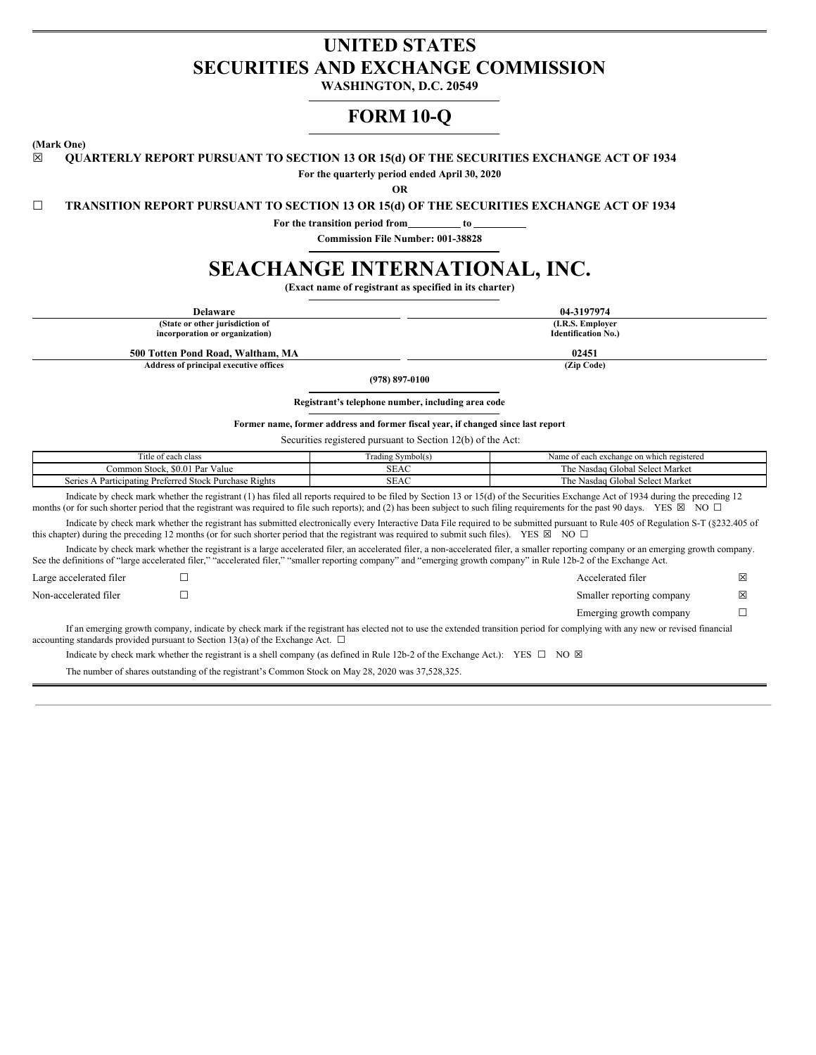# UNITED STATES
# SECURITIES AND EXCHANGE COMMISSION

**WASHINGTON, D.C. 20549**

# FORM 10-Q

**(Mark One)**

☒ **QUARTERLY REPORT PURSUANT TO SECTION 13 OR 15(d) OF THE SECURITIES EXCHANGE ACT OF 1934**

**For the quarterly period ended April 30, 2020**

**OR**

☐ **TRANSITION REPORT PURSUANT TO SECTION 13 OR 15(d) OF THE SECURITIES EXCHANGE ACT OF 1934**

**For the transition period from__________ to __________**

**Commission File Number: 001-38828**

# SEACHANGE INTERNATIONAL, INC.

**(Exact name of registrant as specified in its charter)**

| **Delaware** | **04-3197974** |
|---|---|
| **(State or other jurisdiction of incorporation or organization)** | **(I.R.S. Employer Identification No.)** |
| **500 Totten Pond Road, Waltham, MA** | **02451** |
| **Address of principal executive offices** | **(Zip Code)** |

**(978) 897-0100**

**Registrant's telephone number, including area code**

**Former name, former address and former fiscal year, if changed since last report**

Securities registered pursuant to Section 12(b) of the Act:

| Title of each class | Trading Symbol(s) | Name of each exchange on which registered |
|---|---|---|
| Common Stock, $0.01 Par Value | SEAC | The Nasdaq Global Select Market |
| Series A Participating Preferred Stock Purchase Rights | SEAC | The Nasdaq Global Select Market |

Indicate by check mark whether the registrant (1) has filed all reports required to be filed by Section 13 or 15(d) of the Securities Exchange Act of 1934 during the preceding 12 months (or for such shorter period that the registrant was required to file such reports); and (2) has been subject to such filing requirements for the past 90 days. YES ☒ NO ☐

Indicate by check mark whether the registrant has submitted electronically every Interactive Data File required to be submitted pursuant to Rule 405 of Regulation S-T (§232.405 of this chapter) during the preceding 12 months (or for such shorter period that the registrant was required to submit such files). YES ☒ NO ☐

Indicate by check mark whether the registrant is a large accelerated filer, an accelerated filer, a non-accelerated filer, a smaller reporting company or an emerging growth company. See the definitions of "large accelerated filer," "accelerated filer," "smaller reporting company" and "emerging growth company" in Rule 12b-2 of the Exchange Act.

| | | | |
|---|---|---|---|
| Large accelerated filer | ☐ | Accelerated filer | ☒ |
| Non-accelerated filer | ☐ | Smaller reporting company | ☒ |
| | | Emerging growth company | ☐ |

If an emerging growth company, indicate by check mark if the registrant has elected not to use the extended transition period for complying with any new or revised financial accounting standards provided pursuant to Section 13(a) of the Exchange Act. ☐

Indicate by check mark whether the registrant is a shell company (as defined in Rule 12b-2 of the Exchange Act.): YES ☐ NO ☒

The number of shares outstanding of the registrant's Common Stock on May 28, 2020 was 37,528,325.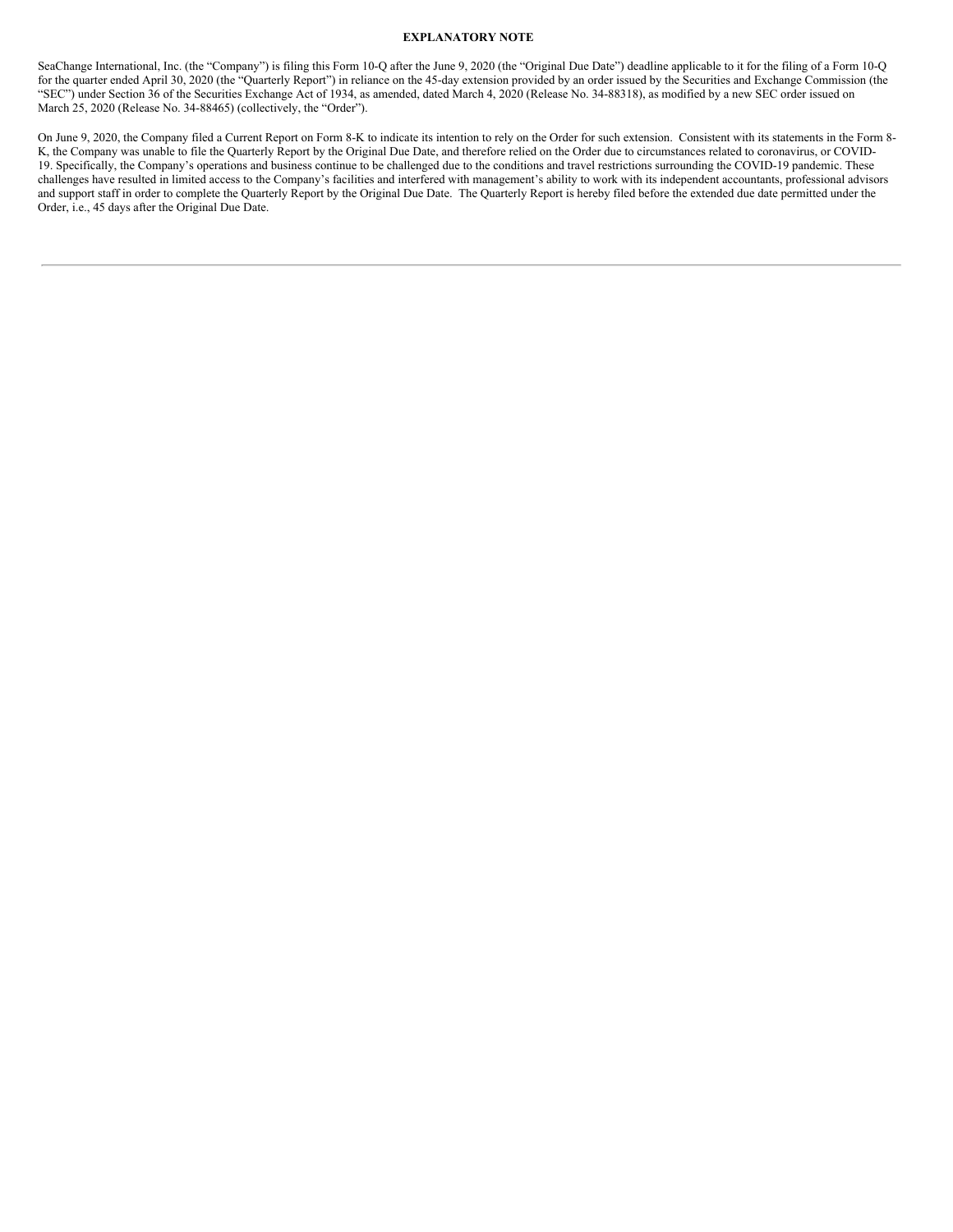**EXPLANATORY NOTE**

SeaChange International, Inc. (the "Company") is filing this Form 10-Q after the June 9, 2020 (the "Original Due Date") deadline applicable to it for the filing of a Form 10-Q for the quarter ended April 30, 2020 (the "Quarterly Report") in reliance on the 45-day extension provided by an order issued by the Securities and Exchange Commission (the "SEC") under Section 36 of the Securities Exchange Act of 1934, as amended, dated March 4, 2020 (Release No. 34-88318), as modified by a new SEC order issued on March 25, 2020 (Release No. 34-88465) (collectively, the "Order").

On June 9, 2020, the Company filed a Current Report on Form 8-K to indicate its intention to rely on the Order for such extension. Consistent with its statements in the Form 8-K, the Company was unable to file the Quarterly Report by the Original Due Date, and therefore relied on the Order due to circumstances related to coronavirus, or COVID-19. Specifically, the Company's operations and business continue to be challenged due to the conditions and travel restrictions surrounding the COVID-19 pandemic. These challenges have resulted in limited access to the Company's facilities and interfered with management's ability to work with its independent accountants, professional advisors and support staff in order to complete the Quarterly Report by the Original Due Date. The Quarterly Report is hereby filed before the extended due date permitted under the Order, i.e., 45 days after the Original Due Date.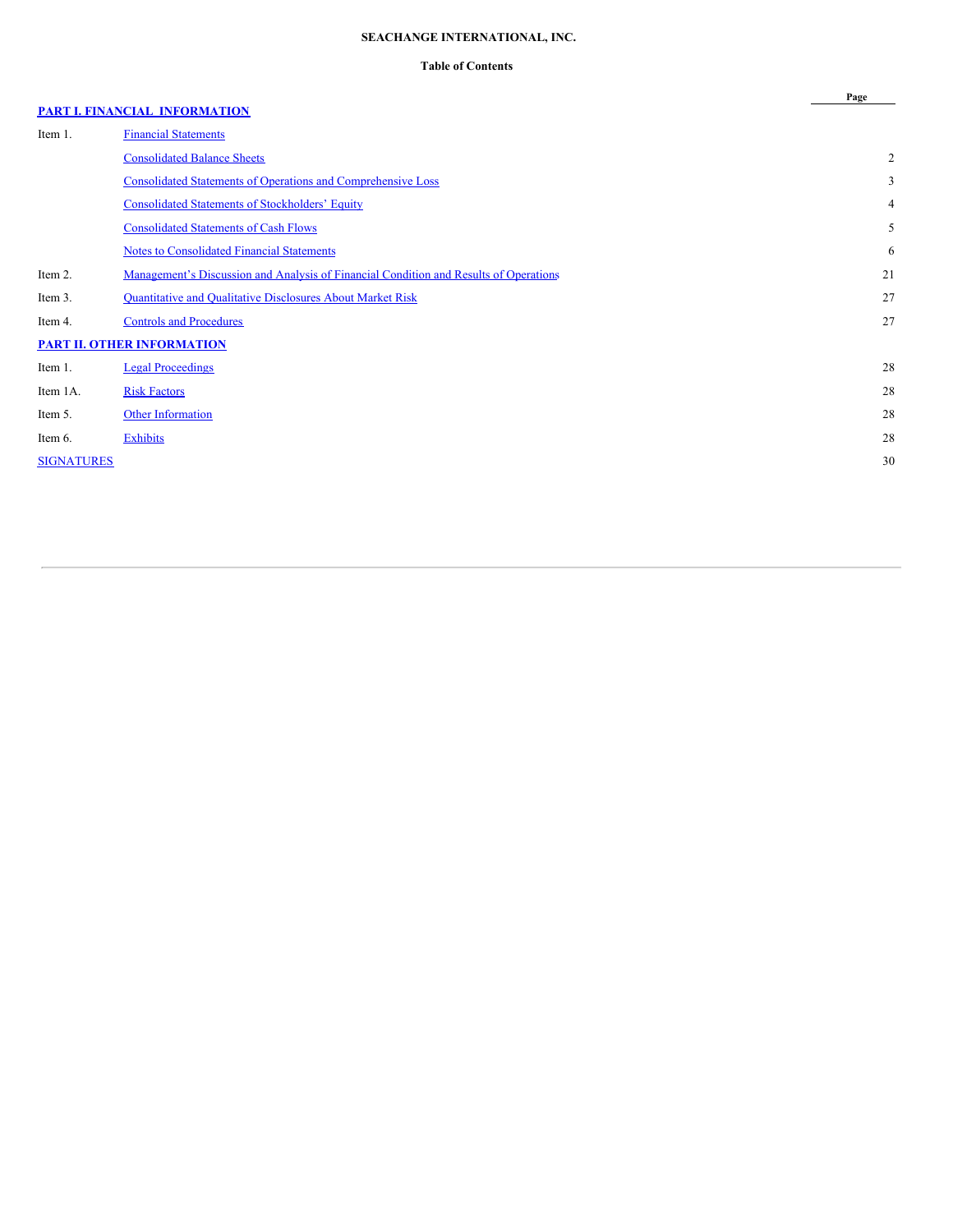**SEACHANGE INTERNATIONAL, INC.**

**Table of Contents**

| | | Page |
|---|---|---|
| **PART I. FINANCIAL INFORMATION** | | |
| Item 1. | Financial Statements | |
| | Consolidated Balance Sheets | 2 |
| | Consolidated Statements of Operations and Comprehensive Loss | 3 |
| | Consolidated Statements of Stockholders' Equity | 4 |
| | Consolidated Statements of Cash Flows | 5 |
| | Notes to Consolidated Financial Statements | 6 |
| Item 2. | Management's Discussion and Analysis of Financial Condition and Results of Operations | 21 |
| Item 3. | Quantitative and Qualitative Disclosures About Market Risk | 27 |
| Item 4. | Controls and Procedures | 27 |
| **PART II. OTHER INFORMATION** | | |
| Item 1. | Legal Proceedings | 28 |
| Item 1A. | Risk Factors | 28 |
| Item 5. | Other Information | 28 |
| Item 6. | Exhibits | 28 |
| SIGNATURES | | 30 |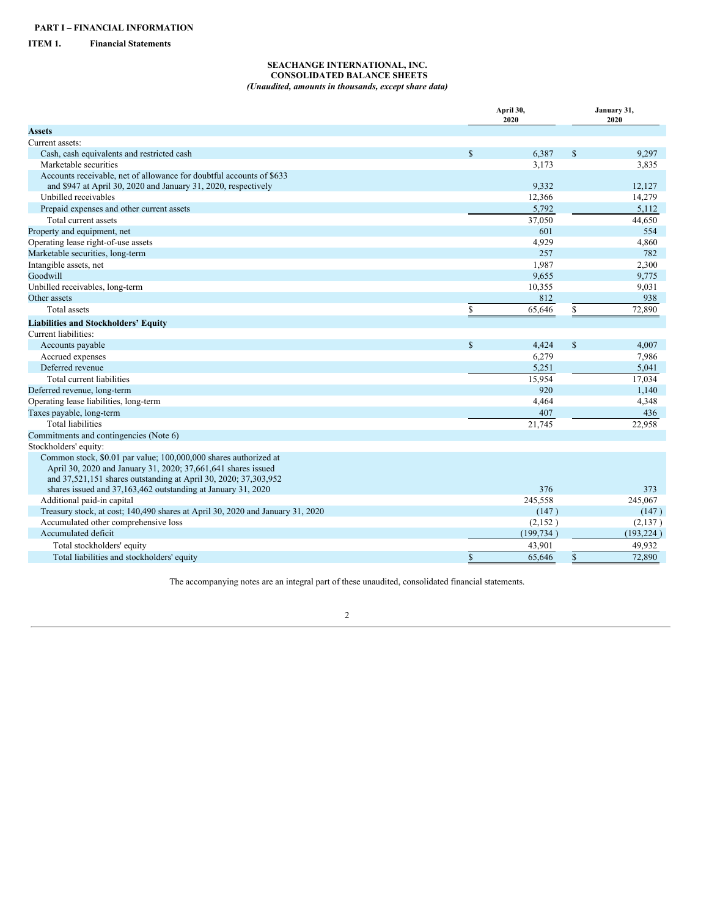**PART I – FINANCIAL INFORMATION**

**ITEM 1. Financial Statements**

**SEACHANGE INTERNATIONAL, INC.**
**CONSOLIDATED BALANCE SHEETS**
***(Unaudited, amounts in thousands, except share data)***

| | April 30, 2020 | January 31, 2020 |
|---|---|---|
| **Assets** | | |
| Current assets: | | |
| Cash, cash equivalents and restricted cash | $ 6,387 | $ 9,297 |
| Marketable securities | 3,173 | 3,835 |
| Accounts receivable, net of allowance for doubtful accounts of $633 and $947 at April 30, 2020 and January 31, 2020, respectively | 9,332 | 12,127 |
| Unbilled receivables | 12,366 | 14,279 |
| Prepaid expenses and other current assets | 5,792 | 5,112 |
| Total current assets | 37,050 | 44,650 |
| Property and equipment, net | 601 | 554 |
| Operating lease right-of-use assets | 4,929 | 4,860 |
| Marketable securities, long-term | 257 | 782 |
| Intangible assets, net | 1,987 | 2,300 |
| Goodwill | 9,655 | 9,775 |
| Unbilled receivables, long-term | 10,355 | 9,031 |
| Other assets | 812 | 938 |
| Total assets | $ 65,646 | $ 72,890 |
| **Liabilities and Stockholders' Equity** | | |
| Current liabilities: | | |
| Accounts payable | $ 4,424 | $ 4,007 |
| Accrued expenses | 6,279 | 7,986 |
| Deferred revenue | 5,251 | 5,041 |
| Total current liabilities | 15,954 | 17,034 |
| Deferred revenue, long-term | 920 | 1,140 |
| Operating lease liabilities, long-term | 4,464 | 4,348 |
| Taxes payable, long-term | 407 | 436 |
| Total liabilities | 21,745 | 22,958 |
| Commitments and contingencies (Note 6) | | |
| Stockholders' equity: | | |
| Common stock, $0.01 par value; 100,000,000 shares authorized at April 30, 2020 and January 31, 2020; 37,661,641 shares issued and 37,521,151 shares outstanding at April 30, 2020; 37,303,952 shares issued and 37,163,462 outstanding at January 31, 2020 | 376 | 373 |
| Additional paid-in capital | 245,558 | 245,067 |
| Treasury stock, at cost; 140,490 shares at April 30, 2020 and January 31, 2020 | (147) | (147) |
| Accumulated other comprehensive loss | (2,152) | (2,137) |
| Accumulated deficit | (199,734) | (193,224) |
| Total stockholders' equity | 43,901 | 49,932 |
| Total liabilities and stockholders' equity | $ 65,646 | $ 72,890 |

The accompanying notes are an integral part of these unaudited, consolidated financial statements.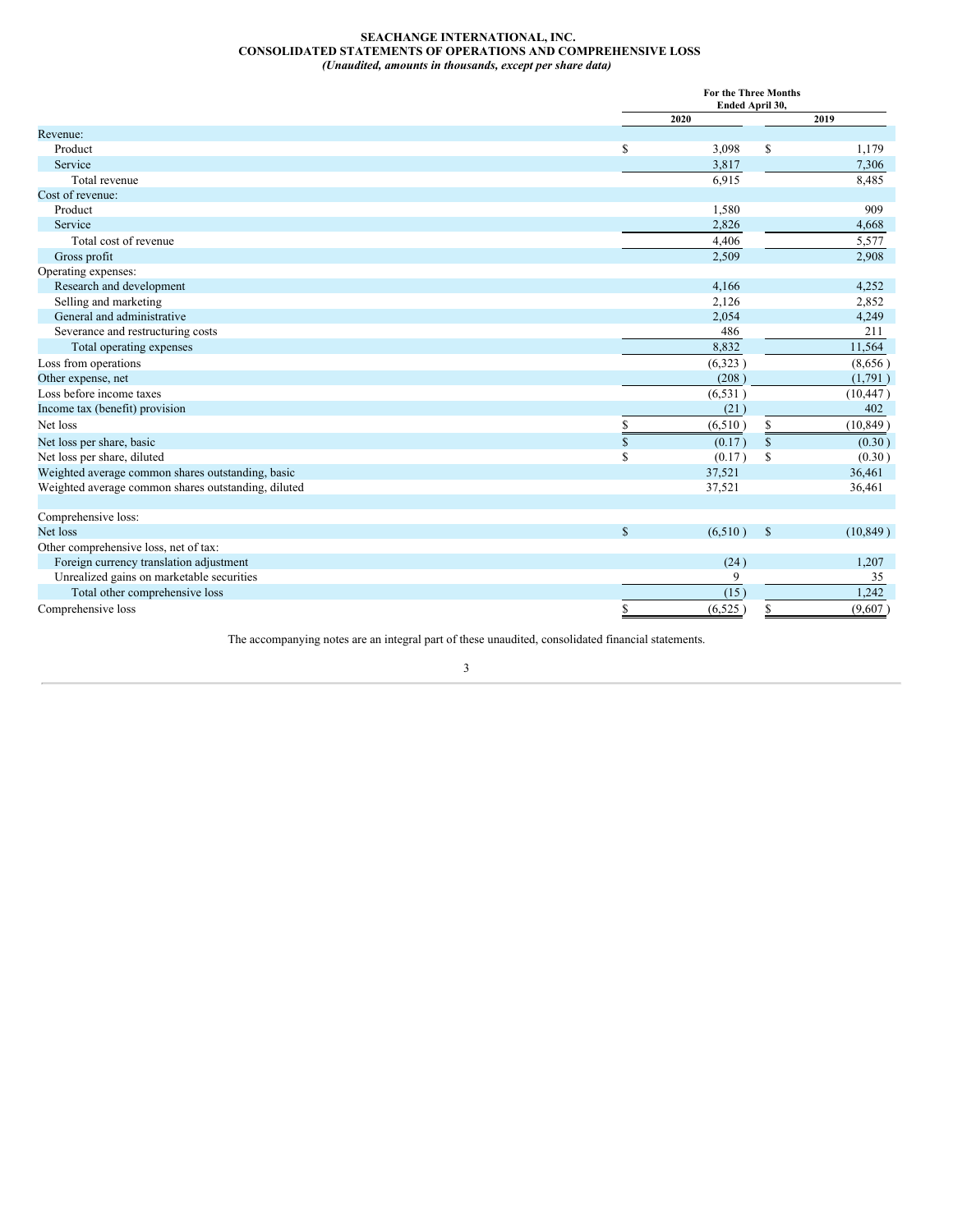**SEACHANGE INTERNATIONAL, INC.**
**CONSOLIDATED STATEMENTS OF OPERATIONS AND COMPREHENSIVE LOSS**
***(Unaudited, amounts in thousands, except per share data)***

| | For the Three Months Ended April 30, | |
|---|---|---|
| | 2020 | 2019 |
| Revenue: | | |
| Product | $ 3,098 | $ 1,179 |
| Service | 3,817 | 7,306 |
| Total revenue | 6,915 | 8,485 |
| Cost of revenue: | | |
| Product | 1,580 | 909 |
| Service | 2,826 | 4,668 |
| Total cost of revenue | 4,406 | 5,577 |
| Gross profit | 2,509 | 2,908 |
| Operating expenses: | | |
| Research and development | 4,166 | 4,252 |
| Selling and marketing | 2,126 | 2,852 |
| General and administrative | 2,054 | 4,249 |
| Severance and restructuring costs | 486 | 211 |
| Total operating expenses | 8,832 | 11,564 |
| Loss from operations | (6,323 ) | (8,656 ) |
| Other expense, net | (208 ) | (1,791 ) |
| Loss before income taxes | (6,531 ) | (10,447 ) |
| Income tax (benefit) provision | (21 ) | 402 |
| Net loss | $ (6,510 ) | $ (10,849 ) |
| Net loss per share, basic | $ (0.17 ) | $ (0.30 ) |
| Net loss per share, diluted | $ (0.17 ) | $ (0.30 ) |
| Weighted average common shares outstanding, basic | 37,521 | 36,461 |
| Weighted average common shares outstanding, diluted | 37,521 | 36,461 |
| | | |
| Comprehensive loss: | | |
| Net loss | $ (6,510 ) | $ (10,849 ) |
| Other comprehensive loss, net of tax: | | |
| Foreign currency translation adjustment | (24 ) | 1,207 |
| Unrealized gains on marketable securities | 9 | 35 |
| Total other comprehensive loss | (15 ) | 1,242 |
| Comprehensive loss | $ (6,525 ) | $ (9,607 ) |

The accompanying notes are an integral part of these unaudited, consolidated financial statements.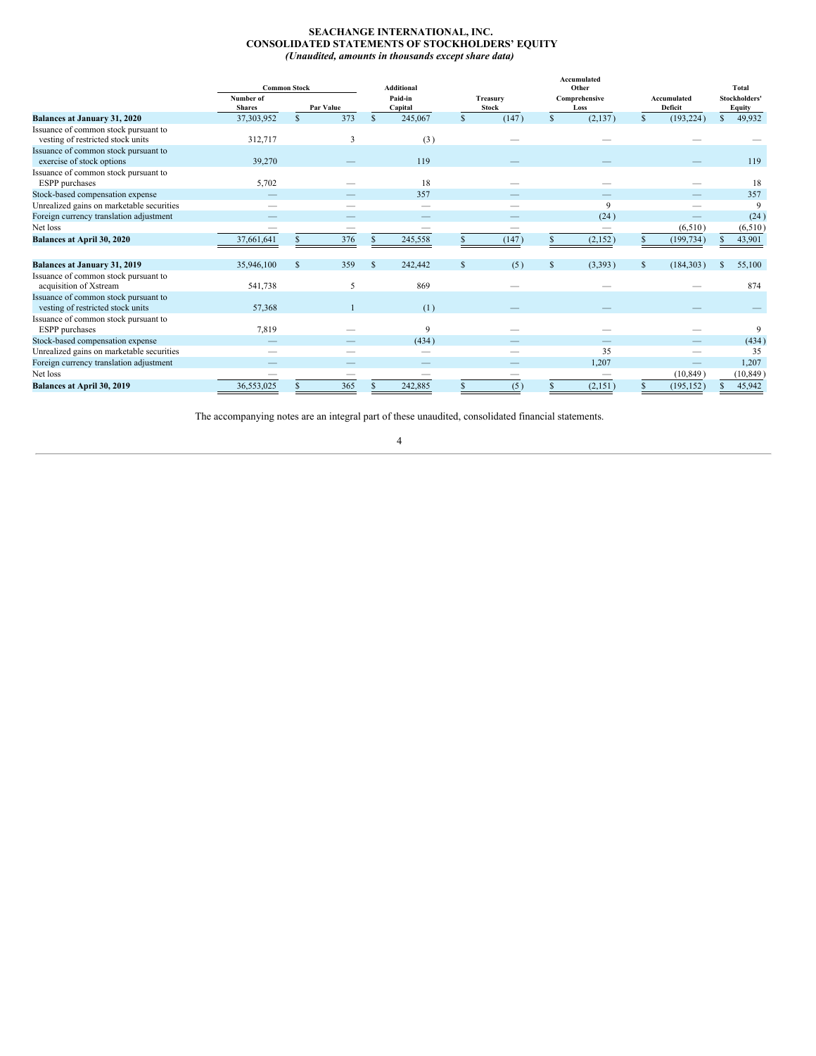**SEACHANGE INTERNATIONAL, INC.**
**CONSOLIDATED STATEMENTS OF STOCKHOLDERS' EQUITY**
***(Unaudited, amounts in thousands except share data)***

| | Common Stock | | Additional | Treasury | Accumulated Other | Accumulated | Total |
|---|---|---|---|---|---|---|---|
| | Number of Shares | Par Value | Paid-in Capital | Stock | Comprehensive Loss | Deficit | Stockholders' Equity |
| **Balances at January 31, 2020** | 37,303,952 | $ 373 | $ 245,067 | $ (147) | $ (2,137) | $ (193,224) | $ 49,932 |
| Issuance of common stock pursuant to vesting of restricted stock units | 312,717 | 3 | (3) | — | — | — | — |
| Issuance of common stock pursuant to exercise of stock options | 39,270 | — | 119 | — | — | — | 119 |
| Issuance of common stock pursuant to ESPP purchases | 5,702 | — | 18 | — | — | — | 18 |
| Stock-based compensation expense | — | — | 357 | — | — | — | 357 |
| Unrealized gains on marketable securities | — | — | — | — | 9 | — | 9 |
| Foreign currency translation adjustment | — | — | — | — | (24) | — | (24) |
| Net loss | — | — | — | — | — | (6,510) | (6,510) |
| **Balances at April 30, 2020** | 37,661,641 | $ 376 | $ 245,558 | $ (147) | $ (2,152) | $ (199,734) | $ 43,901 |
| | | | | | | | |
| **Balances at January 31, 2019** | 35,946,100 | $ 359 | $ 242,442 | $ (5) | $ (3,393) | $ (184,303) | $ 55,100 |
| Issuance of common stock pursuant to acquisition of Xstream | 541,738 | 5 | 869 | — | — | — | 874 |
| Issuance of common stock pursuant to vesting of restricted stock units | 57,368 | 1 | (1) | — | — | — | — |
| Issuance of common stock pursuant to ESPP purchases | 7,819 | — | 9 | — | — | — | 9 |
| Stock-based compensation expense | — | — | (434) | — | — | — | (434) |
| Unrealized gains on marketable securities | — | — | — | — | 35 | — | 35 |
| Foreign currency translation adjustment | — | — | — | — | 1,207 | — | 1,207 |
| Net loss | — | — | — | — | — | (10,849) | (10,849) |
| **Balances at April 30, 2019** | 36,553,025 | $ 365 | $ 242,885 | $ (5) | $ (2,151) | $ (195,152) | $ 45,942 |

The accompanying notes are an integral part of these unaudited, consolidated financial statements.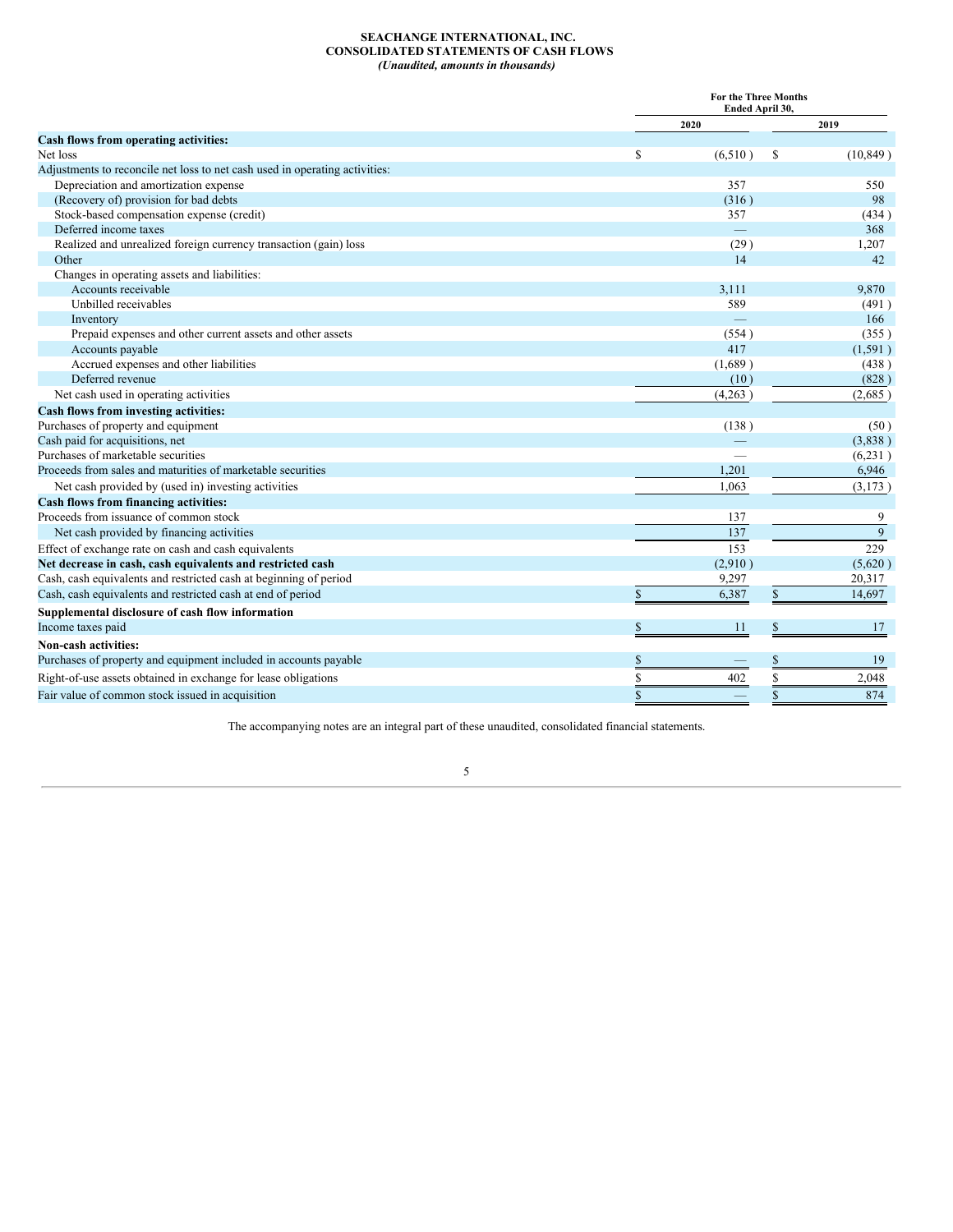**SEACHANGE INTERNATIONAL, INC.**
**CONSOLIDATED STATEMENTS OF CASH FLOWS**
***(Unaudited, amounts in thousands)***

| | For the Three Months Ended April 30, | |
|---|---|---|
| | 2020 | 2019 |
| **Cash flows from operating activities:** | | |
| Net loss | $ (6,510) | $ (10,849) |
| Adjustments to reconcile net loss to net cash used in operating activities: | | |
| Depreciation and amortization expense | 357 | 550 |
| (Recovery of) provision for bad debts | (316) | 98 |
| Stock-based compensation expense (credit) | 357 | (434) |
| Deferred income taxes | — | 368 |
| Realized and unrealized foreign currency transaction (gain) loss | (29) | 1,207 |
| Other | 14 | 42 |
| Changes in operating assets and liabilities: | | |
| Accounts receivable | 3,111 | 9,870 |
| Unbilled receivables | 589 | (491) |
| Inventory | — | 166 |
| Prepaid expenses and other current assets and other assets | (554) | (355) |
| Accounts payable | 417 | (1,591) |
| Accrued expenses and other liabilities | (1,689) | (438) |
| Deferred revenue | (10) | (828) |
| Net cash used in operating activities | (4,263) | (2,685) |
| **Cash flows from investing activities:** | | |
| Purchases of property and equipment | (138) | (50) |
| Cash paid for acquisitions, net | — | (3,838) |
| Purchases of marketable securities | — | (6,231) |
| Proceeds from sales and maturities of marketable securities | 1,201 | 6,946 |
| Net cash provided by (used in) investing activities | 1,063 | (3,173) |
| **Cash flows from financing activities:** | | |
| Proceeds from issuance of common stock | 137 | 9 |
| Net cash provided by financing activities | 137 | 9 |
| Effect of exchange rate on cash and cash equivalents | 153 | 229 |
| **Net decrease in cash, cash equivalents and restricted cash** | (2,910) | (5,620) |
| Cash, cash equivalents and restricted cash at beginning of period | 9,297 | 20,317 |
| Cash, cash equivalents and restricted cash at end of period | $ 6,387 | $ 14,697 |
| **Supplemental disclosure of cash flow information** | | |
| Income taxes paid | $ 11 | $ 17 |
| **Non-cash activities:** | | |
| Purchases of property and equipment included in accounts payable | $ — | $ 19 |
| Right-of-use assets obtained in exchange for lease obligations | $ 402 | $ 2,048 |
| Fair value of common stock issued in acquisition | $ — | $ 874 |

The accompanying notes are an integral part of these unaudited, consolidated financial statements.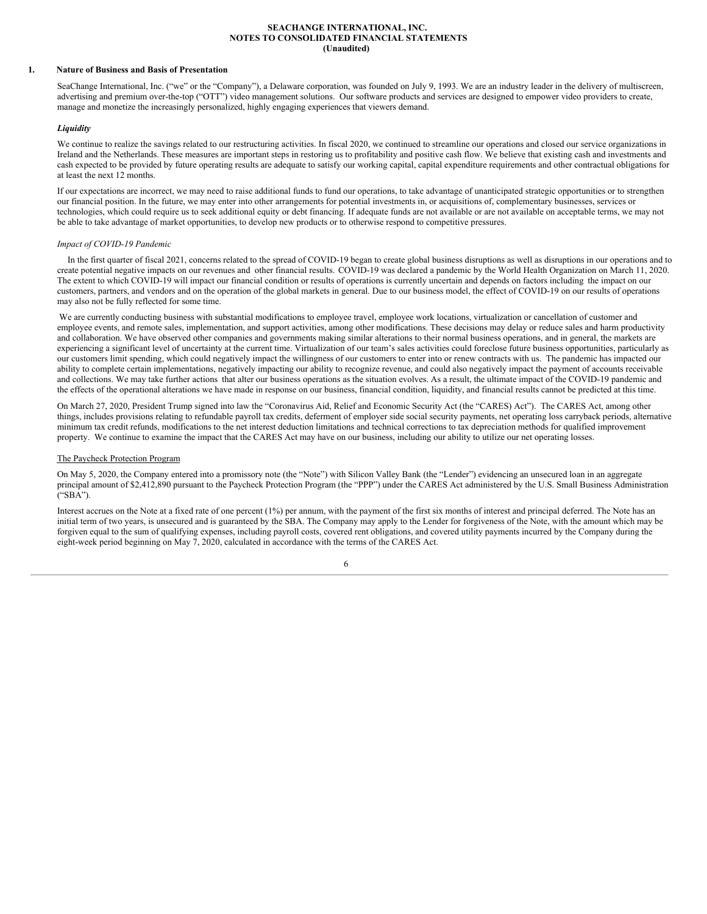**SEACHANGE INTERNATIONAL, INC.**
**NOTES TO CONSOLIDATED FINANCIAL STATEMENTS**
**(Unaudited)**

## 1. Nature of Business and Basis of Presentation

SeaChange International, Inc. ("we" or the "Company"), a Delaware corporation, was founded on July 9, 1993. We are an industry leader in the delivery of multiscreen, advertising and premium over-the-top ("OTT") video management solutions. Our software products and services are designed to empower video providers to create, manage and monetize the increasingly personalized, highly engaging experiences that viewers demand.

***Liquidity***

We continue to realize the savings related to our restructuring activities. In fiscal 2020, we continued to streamline our operations and closed our service organizations in Ireland and the Netherlands. These measures are important steps in restoring us to profitability and positive cash flow. We believe that existing cash and investments and cash expected to be provided by future operating results are adequate to satisfy our working capital, capital expenditure requirements and other contractual obligations for at least the next 12 months.

If our expectations are incorrect, we may need to raise additional funds to fund our operations, to take advantage of unanticipated strategic opportunities or to strengthen our financial position. In the future, we may enter into other arrangements for potential investments in, or acquisitions of, complementary businesses, services or technologies, which could require us to seek additional equity or debt financing. If adequate funds are not available or are not available on acceptable terms, we may not be able to take advantage of market opportunities, to develop new products or to otherwise respond to competitive pressures.

*Impact of COVID-19 Pandemic*

In the first quarter of fiscal 2021, concerns related to the spread of COVID-19 began to create global business disruptions as well as disruptions in our operations and to create potential negative impacts on our revenues and other financial results. COVID-19 was declared a pandemic by the World Health Organization on March 11, 2020. The extent to which COVID-19 will impact our financial condition or results of operations is currently uncertain and depends on factors including the impact on our customers, partners, and vendors and on the operation of the global markets in general. Due to our business model, the effect of COVID-19 on our results of operations may also not be fully reflected for some time.

We are currently conducting business with substantial modifications to employee travel, employee work locations, virtualization or cancellation of customer and employee events, and remote sales, implementation, and support activities, among other modifications. These decisions may delay or reduce sales and harm productivity and collaboration. We have observed other companies and governments making similar alterations to their normal business operations, and in general, the markets are experiencing a significant level of uncertainty at the current time. Virtualization of our team's sales activities could foreclose future business opportunities, particularly as our customers limit spending, which could negatively impact the willingness of our customers to enter into or renew contracts with us. The pandemic has impacted our ability to complete certain implementations, negatively impacting our ability to recognize revenue, and could also negatively impact the payment of accounts receivable and collections. We may take further actions that alter our business operations as the situation evolves. As a result, the ultimate impact of the COVID-19 pandemic and the effects of the operational alterations we have made in response on our business, financial condition, liquidity, and financial results cannot be predicted at this time.

On March 27, 2020, President Trump signed into law the "Coronavirus Aid, Relief and Economic Security Act (the "CARES) Act"). The CARES Act, among other things, includes provisions relating to refundable payroll tax credits, deferment of employer side social security payments, net operating loss carryback periods, alternative minimum tax credit refunds, modifications to the net interest deduction limitations and technical corrections to tax depreciation methods for qualified improvement property. We continue to examine the impact that the CARES Act may have on our business, including our ability to utilize our net operating losses.

The Paycheck Protection Program

On May 5, 2020, the Company entered into a promissory note (the "Note") with Silicon Valley Bank (the "Lender") evidencing an unsecured loan in an aggregate principal amount of $2,412,890 pursuant to the Paycheck Protection Program (the "PPP") under the CARES Act administered by the U.S. Small Business Administration ("SBA").

Interest accrues on the Note at a fixed rate of one percent (1%) per annum, with the payment of the first six months of interest and principal deferred. The Note has an initial term of two years, is unsecured and is guaranteed by the SBA. The Company may apply to the Lender for forgiveness of the Note, with the amount which may be forgiven equal to the sum of qualifying expenses, including payroll costs, covered rent obligations, and covered utility payments incurred by the Company during the eight-week period beginning on May 7, 2020, calculated in accordance with the terms of the CARES Act.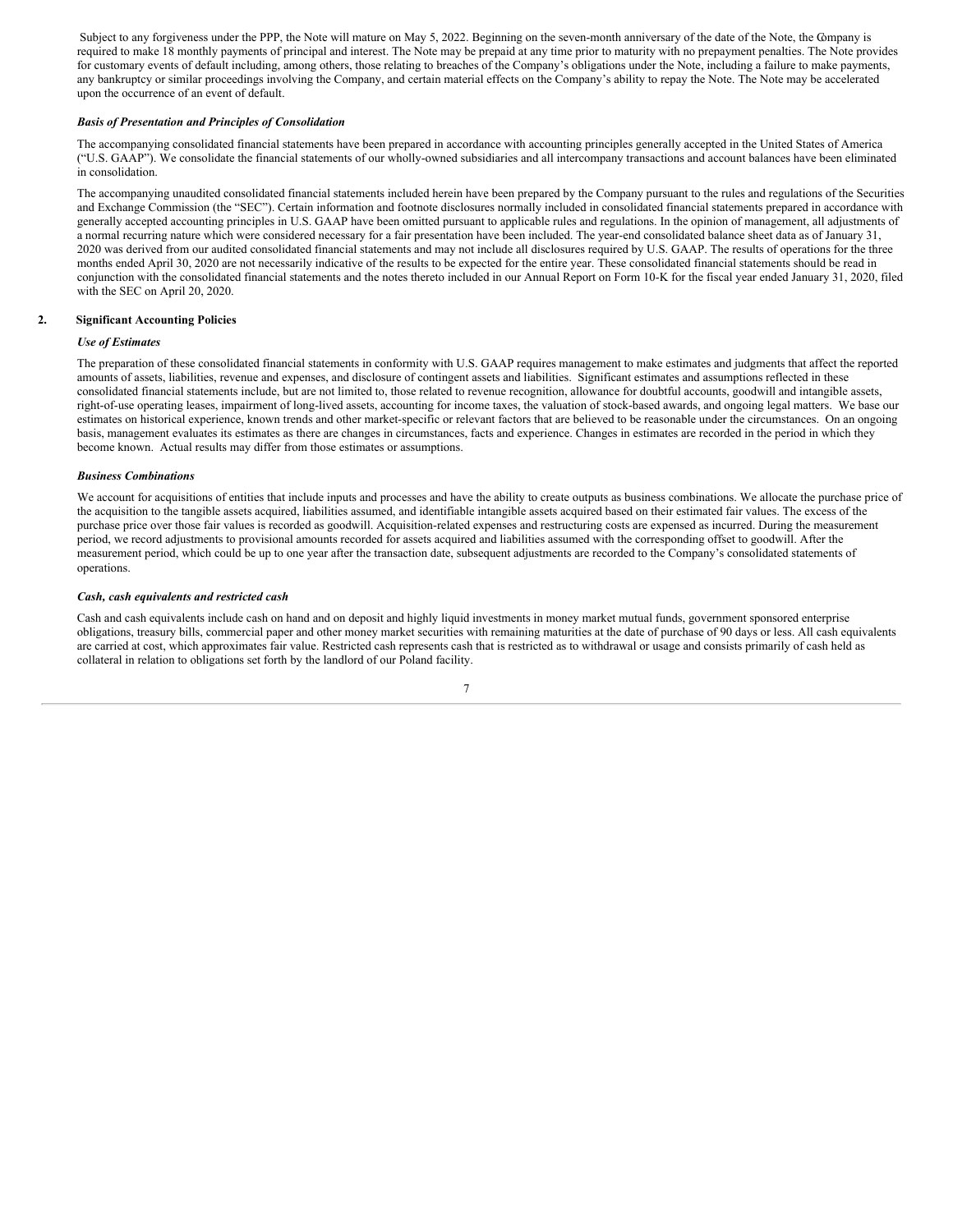Subject to any forgiveness under the PPP, the Note will mature on May 5, 2022. Beginning on the seven-month anniversary of the date of the Note, the Company is required to make 18 monthly payments of principal and interest. The Note may be prepaid at any time prior to maturity with no prepayment penalties. The Note provides for customary events of default including, among others, those relating to breaches of the Company's obligations under the Note, including a failure to make payments, any bankruptcy or similar proceedings involving the Company, and certain material effects on the Company's ability to repay the Note. The Note may be accelerated upon the occurrence of an event of default.

***Basis of Presentation and Principles of Consolidation***

The accompanying consolidated financial statements have been prepared in accordance with accounting principles generally accepted in the United States of America ("U.S. GAAP"). We consolidate the financial statements of our wholly-owned subsidiaries and all intercompany transactions and account balances have been eliminated in consolidation.

The accompanying unaudited consolidated financial statements included herein have been prepared by the Company pursuant to the rules and regulations of the Securities and Exchange Commission (the "SEC"). Certain information and footnote disclosures normally included in consolidated financial statements prepared in accordance with generally accepted accounting principles in U.S. GAAP have been omitted pursuant to applicable rules and regulations. In the opinion of management, all adjustments of a normal recurring nature which were considered necessary for a fair presentation have been included. The year-end consolidated balance sheet data as of January 31, 2020 was derived from our audited consolidated financial statements and may not include all disclosures required by U.S. GAAP. The results of operations for the three months ended April 30, 2020 are not necessarily indicative of the results to be expected for the entire year. These consolidated financial statements should be read in conjunction with the consolidated financial statements and the notes thereto included in our Annual Report on Form 10-K for the fiscal year ended January 31, 2020, filed with the SEC on April 20, 2020.

## 2. Significant Accounting Policies

***Use of Estimates***

The preparation of these consolidated financial statements in conformity with U.S. GAAP requires management to make estimates and judgments that affect the reported amounts of assets, liabilities, revenue and expenses, and disclosure of contingent assets and liabilities. Significant estimates and assumptions reflected in these consolidated financial statements include, but are not limited to, those related to revenue recognition, allowance for doubtful accounts, goodwill and intangible assets, right-of-use operating leases, impairment of long-lived assets, accounting for income taxes, the valuation of stock-based awards, and ongoing legal matters. We base our estimates on historical experience, known trends and other market-specific or relevant factors that are believed to be reasonable under the circumstances. On an ongoing basis, management evaluates its estimates as there are changes in circumstances, facts and experience. Changes in estimates are recorded in the period in which they become known. Actual results may differ from those estimates or assumptions.

***Business Combinations***

We account for acquisitions of entities that include inputs and processes and have the ability to create outputs as business combinations. We allocate the purchase price of the acquisition to the tangible assets acquired, liabilities assumed, and identifiable intangible assets acquired based on their estimated fair values. The excess of the purchase price over those fair values is recorded as goodwill. Acquisition-related expenses and restructuring costs are expensed as incurred. During the measurement period, we record adjustments to provisional amounts recorded for assets acquired and liabilities assumed with the corresponding offset to goodwill. After the measurement period, which could be up to one year after the transaction date, subsequent adjustments are recorded to the Company's consolidated statements of operations.

***Cash, cash equivalents and restricted cash***

Cash and cash equivalents include cash on hand and on deposit and highly liquid investments in money market mutual funds, government sponsored enterprise obligations, treasury bills, commercial paper and other money market securities with remaining maturities at the date of purchase of 90 days or less. All cash equivalents are carried at cost, which approximates fair value. Restricted cash represents cash that is restricted as to withdrawal or usage and consists primarily of cash held as collateral in relation to obligations set forth by the landlord of our Poland facility.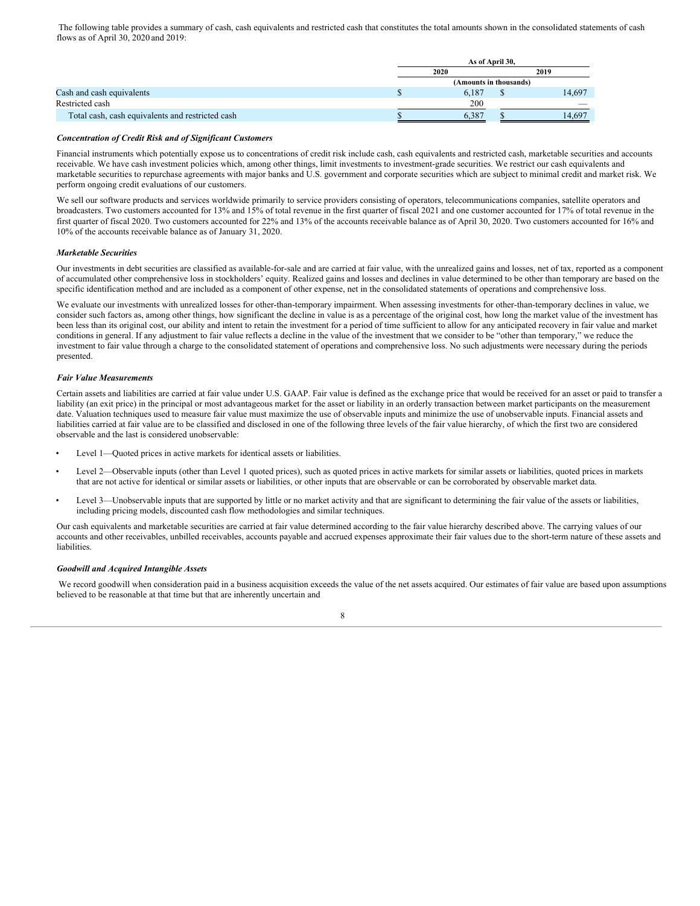The following table provides a summary of cash, cash equivalents and restricted cash that constitutes the total amounts shown in the consolidated statements of cash flows as of April 30, 2020 and 2019:

| | As of April 30, | |
|---|---|---|
| | 2020 | 2019 |
| | (Amounts in thousands) | |
| Cash and cash equivalents | $ 6,187 | $ 14,697 |
| Restricted cash | 200 | — |
| Total cash, cash equivalents and restricted cash | $ 6,387 | $ 14,697 |

***Concentration of Credit Risk and of Significant Customers***

Financial instruments which potentially expose us to concentrations of credit risk include cash, cash equivalents and restricted cash, marketable securities and accounts receivable. We have cash investment policies which, among other things, limit investments to investment-grade securities. We restrict our cash equivalents and marketable securities to repurchase agreements with major banks and U.S. government and corporate securities which are subject to minimal credit and market risk. We perform ongoing credit evaluations of our customers.

We sell our software products and services worldwide primarily to service providers consisting of operators, telecommunications companies, satellite operators and broadcasters. Two customers accounted for 13% and 15% of total revenue in the first quarter of fiscal 2021 and one customer accounted for 17% of total revenue in the first quarter of fiscal 2020. Two customers accounted for 22% and 13% of the accounts receivable balance as of April 30, 2020. Two customers accounted for 16% and 10% of the accounts receivable balance as of January 31, 2020.

***Marketable Securities***

Our investments in debt securities are classified as available-for-sale and are carried at fair value, with the unrealized gains and losses, net of tax, reported as a component of accumulated other comprehensive loss in stockholders' equity. Realized gains and losses and declines in value determined to be other than temporary are based on the specific identification method and are included as a component of other expense, net in the consolidated statements of operations and comprehensive loss.

We evaluate our investments with unrealized losses for other-than-temporary impairment. When assessing investments for other-than-temporary declines in value, we consider such factors as, among other things, how significant the decline in value is as a percentage of the original cost, how long the market value of the investment has been less than its original cost, our ability and intent to retain the investment for a period of time sufficient to allow for any anticipated recovery in fair value and market conditions in general. If any adjustment to fair value reflects a decline in the value of the investment that we consider to be "other than temporary," we reduce the investment to fair value through a charge to the consolidated statement of operations and comprehensive loss. No such adjustments were necessary during the periods presented.

***Fair Value Measurements***

Certain assets and liabilities are carried at fair value under U.S. GAAP. Fair value is defined as the exchange price that would be received for an asset or paid to transfer a liability (an exit price) in the principal or most advantageous market for the asset or liability in an orderly transaction between market participants on the measurement date. Valuation techniques used to measure fair value must maximize the use of observable inputs and minimize the use of unobservable inputs. Financial assets and liabilities carried at fair value are to be classified and disclosed in one of the following three levels of the fair value hierarchy, of which the first two are considered observable and the last is considered unobservable:

- Level 1—Quoted prices in active markets for identical assets or liabilities.
- Level 2—Observable inputs (other than Level 1 quoted prices), such as quoted prices in active markets for similar assets or liabilities, quoted prices in markets that are not active for identical or similar assets or liabilities, or other inputs that are observable or can be corroborated by observable market data.
- Level 3—Unobservable inputs that are supported by little or no market activity and that are significant to determining the fair value of the assets or liabilities, including pricing models, discounted cash flow methodologies and similar techniques.

Our cash equivalents and marketable securities are carried at fair value determined according to the fair value hierarchy described above. The carrying values of our accounts and other receivables, unbilled receivables, accounts payable and accrued expenses approximate their fair values due to the short-term nature of these assets and liabilities.

***Goodwill and Acquired Intangible Assets***

We record goodwill when consideration paid in a business acquisition exceeds the value of the net assets acquired. Our estimates of fair value are based upon assumptions believed to be reasonable at that time but that are inherently uncertain and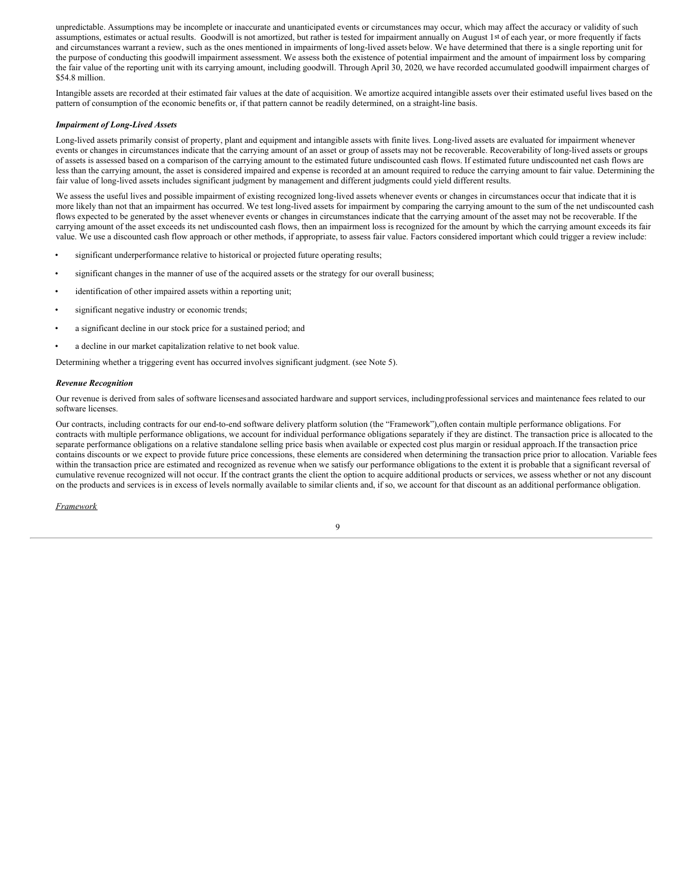unpredictable. Assumptions may be incomplete or inaccurate and unanticipated events or circumstances may occur, which may affect the accuracy or validity of such assumptions, estimates or actual results. Goodwill is not amortized, but rather is tested for impairment annually on August 1st of each year, or more frequently if facts and circumstances warrant a review, such as the ones mentioned in impairments of long-lived assets below. We have determined that there is a single reporting unit for the purpose of conducting this goodwill impairment assessment. We assess both the existence of potential impairment and the amount of impairment loss by comparing the fair value of the reporting unit with its carrying amount, including goodwill. Through April 30, 2020, we have recorded accumulated goodwill impairment charges of $54.8 million.

Intangible assets are recorded at their estimated fair values at the date of acquisition. We amortize acquired intangible assets over their estimated useful lives based on the pattern of consumption of the economic benefits or, if that pattern cannot be readily determined, on a straight-line basis.

***Impairment of Long-Lived Assets***

Long-lived assets primarily consist of property, plant and equipment and intangible assets with finite lives. Long-lived assets are evaluated for impairment whenever events or changes in circumstances indicate that the carrying amount of an asset or group of assets may not be recoverable. Recoverability of long-lived assets or groups of assets is assessed based on a comparison of the carrying amount to the estimated future undiscounted cash flows. If estimated future undiscounted net cash flows are less than the carrying amount, the asset is considered impaired and expense is recorded at an amount required to reduce the carrying amount to fair value. Determining the fair value of long-lived assets includes significant judgment by management and different judgments could yield different results.

We assess the useful lives and possible impairment of existing recognized long-lived assets whenever events or changes in circumstances occur that indicate that it is more likely than not that an impairment has occurred. We test long-lived assets for impairment by comparing the carrying amount to the sum of the net undiscounted cash flows expected to be generated by the asset whenever events or changes in circumstances indicate that the carrying amount of the asset may not be recoverable. If the carrying amount of the asset exceeds its net undiscounted cash flows, then an impairment loss is recognized for the amount by which the carrying amount exceeds its fair value. We use a discounted cash flow approach or other methods, if appropriate, to assess fair value. Factors considered important which could trigger a review include:

- significant underperformance relative to historical or projected future operating results;
- significant changes in the manner of use of the acquired assets or the strategy for our overall business;
- identification of other impaired assets within a reporting unit;
- significant negative industry or economic trends;
- a significant decline in our stock price for a sustained period; and
- a decline in our market capitalization relative to net book value.

Determining whether a triggering event has occurred involves significant judgment. (see Note 5).

***Revenue Recognition***

Our revenue is derived from sales of software licenses and associated hardware and support services, including professional services and maintenance fees related to our software licenses.

Our contracts, including contracts for our end-to-end software delivery platform solution (the "Framework"), often contain multiple performance obligations. For contracts with multiple performance obligations, we account for individual performance obligations separately if they are distinct. The transaction price is allocated to the separate performance obligations on a relative standalone selling price basis when available or expected cost plus margin or residual approach. If the transaction price contains discounts or we expect to provide future price concessions, these elements are considered when determining the transaction price prior to allocation. Variable fees within the transaction price are estimated and recognized as revenue when we satisfy our performance obligations to the extent it is probable that a significant reversal of cumulative revenue recognized will not occur. If the contract grants the client the option to acquire additional products or services, we assess whether or not any discount on the products and services is in excess of levels normally available to similar clients and, if so, we account for that discount as an additional performance obligation.

*Framework*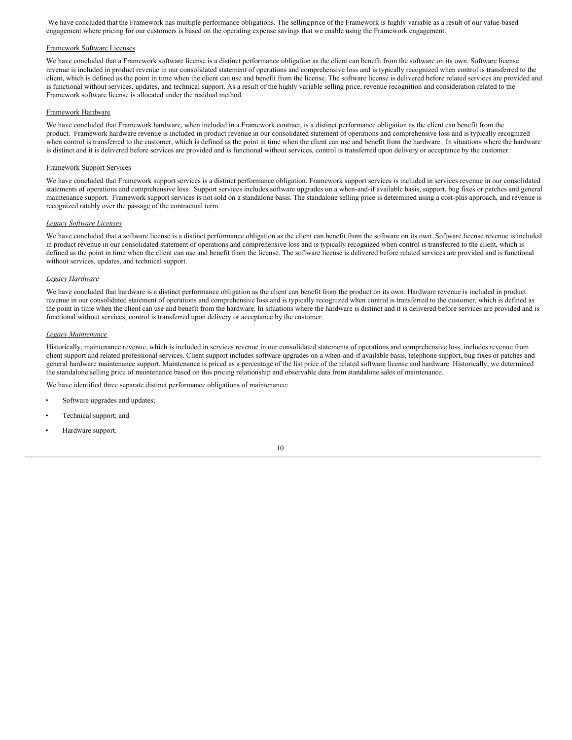We have concluded that the Framework has multiple performance obligations. The selling price of the Framework is highly variable as a result of our value-based engagement where pricing for our customers is based on the operating expense savings that we enable using the Framework engagement.

Framework Software Licenses

We have concluded that a Framework software license is a distinct performance obligation as the client can benefit from the software on its own. Software license revenue is included in product revenue in our consolidated statement of operations and comprehensive loss and is typically recognized when control is transferred to the client, which is defined as the point in time when the client can use and benefit from the license. The software license is delivered before related services are provided and is functional without services, updates, and technical support. As a result of the highly variable selling price, revenue recognition and consideration related to the Framework software license is allocated under the residual method.

Framework Hardware

We have concluded that Framework hardware, when included in a Framework contract, is a distinct performance obligation as the client can benefit from the product. Framework hardware revenue is included in product revenue in our consolidated statement of operations and comprehensive loss and is typically recognized when control is transferred to the customer, which is defined as the point in time when the client can use and benefit from the hardware. In situations where the hardware is distinct and it is delivered before services are provided and is functional without services, control is transferred upon delivery or acceptance by the customer.

Framework Support Services

We have concluded that Framework support services is a distinct performance obligation. Framework support services is included in services revenue in our consolidated statements of operations and comprehensive loss. Support services includes software upgrades on a when-and-if available basis, support, bug fixes or patches and general maintenance support. Framework support services is not sold on a standalone basis. The standalone selling price is determined using a cost-plus approach, and revenue is recognized ratably over the passage of the contractual term.

*Legacy Software Licenses*

We have concluded that a software license is a distinct performance obligation as the client can benefit from the software on its own. Software license revenue is included in product revenue in our consolidated statement of operations and comprehensive loss and is typically recognized when control is transferred to the client, which is defined as the point in time when the client can use and benefit from the license. The software license is delivered before related services are provided and is functional without services, updates, and technical support.

*Legacy Hardware*

We have concluded that hardware is a distinct performance obligation as the client can benefit from the product on its own. Hardware revenue is included in product revenue in our consolidated statement of operations and comprehensive loss and is typically recognized when control is transferred to the customer, which is defined as the point in time when the client can use and benefit from the hardware. In situations where the hardware is distinct and it is delivered before services are provided and is functional without services, control is transferred upon delivery or acceptance by the customer.

*Legacy Maintenance*

Historically, maintenance revenue, which is included in services revenue in our consolidated statements of operations and comprehensive loss, includes revenue from client support and related professional services. Client support includes software upgrades on a when-and-if available basis, telephone support, bug fixes or patches and general hardware maintenance support. Maintenance is priced as a percentage of the list price of the related software license and hardware. Historically, we determined the standalone selling price of maintenance based on this pricing relationship and observable data from standalone sales of maintenance.

We have identified three separate distinct performance obligations of maintenance:

- Software upgrades and updates;
- Technical support; and
- Hardware support.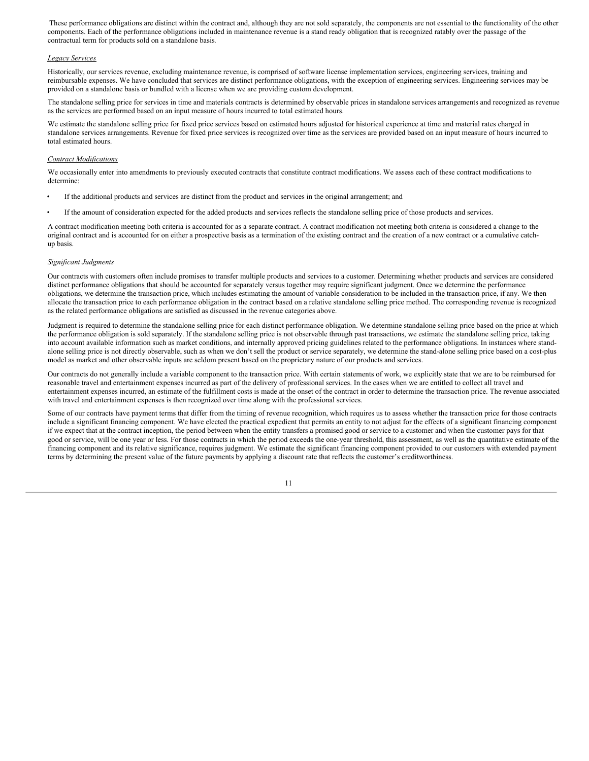These performance obligations are distinct within the contract and, although they are not sold separately, the components are not essential to the functionality of the other components. Each of the performance obligations included in maintenance revenue is a stand ready obligation that is recognized ratably over the passage of the contractual term for products sold on a standalone basis.

*Legacy Services*

Historically, our services revenue, excluding maintenance revenue, is comprised of software license implementation services, engineering services, training and reimbursable expenses. We have concluded that services are distinct performance obligations, with the exception of engineering services. Engineering services may be provided on a standalone basis or bundled with a license when we are providing custom development.

The standalone selling price for services in time and materials contracts is determined by observable prices in standalone services arrangements and recognized as revenue as the services are performed based on an input measure of hours incurred to total estimated hours.

We estimate the standalone selling price for fixed price services based on estimated hours adjusted for historical experience at time and material rates charged in standalone services arrangements. Revenue for fixed price services is recognized over time as the services are provided based on an input measure of hours incurred to total estimated hours.

*Contract Modifications*

We occasionally enter into amendments to previously executed contracts that constitute contract modifications. We assess each of these contract modifications to determine:

- If the additional products and services are distinct from the product and services in the original arrangement; and
- If the amount of consideration expected for the added products and services reflects the standalone selling price of those products and services.

A contract modification meeting both criteria is accounted for as a separate contract. A contract modification not meeting both criteria is considered a change to the original contract and is accounted for on either a prospective basis as a termination of the existing contract and the creation of a new contract or a cumulative catch-up basis.

*Significant Judgments*

Our contracts with customers often include promises to transfer multiple products and services to a customer. Determining whether products and services are considered distinct performance obligations that should be accounted for separately versus together may require significant judgment. Once we determine the performance obligations, we determine the transaction price, which includes estimating the amount of variable consideration to be included in the transaction price, if any. We then allocate the transaction price to each performance obligation in the contract based on a relative standalone selling price method. The corresponding revenue is recognized as the related performance obligations are satisfied as discussed in the revenue categories above.

Judgment is required to determine the standalone selling price for each distinct performance obligation. We determine standalone selling price based on the price at which the performance obligation is sold separately. If the standalone selling price is not observable through past transactions, we estimate the standalone selling price, taking into account available information such as market conditions, and internally approved pricing guidelines related to the performance obligations. In instances where stand-alone selling price is not directly observable, such as when we don't sell the product or service separately, we determine the stand-alone selling price based on a cost-plus model as market and other observable inputs are seldom present based on the proprietary nature of our products and services.

Our contracts do not generally include a variable component to the transaction price. With certain statements of work, we explicitly state that we are to be reimbursed for reasonable travel and entertainment expenses incurred as part of the delivery of professional services. In the cases when we are entitled to collect all travel and entertainment expenses incurred, an estimate of the fulfillment costs is made at the onset of the contract in order to determine the transaction price. The revenue associated with travel and entertainment expenses is then recognized over time along with the professional services.

Some of our contracts have payment terms that differ from the timing of revenue recognition, which requires us to assess whether the transaction price for those contracts include a significant financing component. We have elected the practical expedient that permits an entity to not adjust for the effects of a significant financing component if we expect that at the contract inception, the period between when the entity transfers a promised good or service to a customer and when the customer pays for that good or service, will be one year or less. For those contracts in which the period exceeds the one-year threshold, this assessment, as well as the quantitative estimate of the financing component and its relative significance, requires judgment. We estimate the significant financing component provided to our customers with extended payment terms by determining the present value of the future payments by applying a discount rate that reflects the customer's creditworthiness.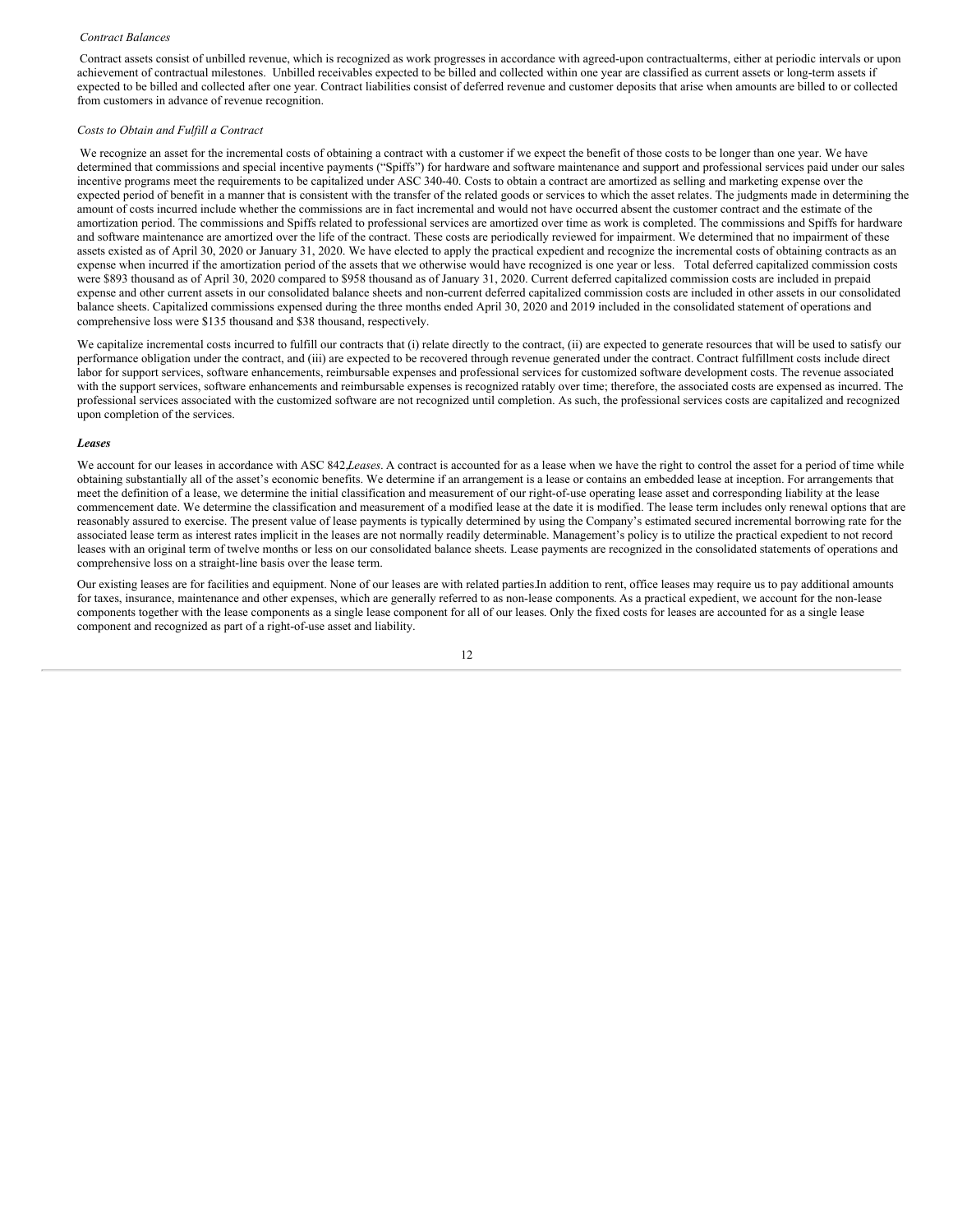*Contract Balances*

Contract assets consist of unbilled revenue, which is recognized as work progresses in accordance with agreed-upon contractualterms, either at periodic intervals or upon achievement of contractual milestones. Unbilled receivables expected to be billed and collected within one year are classified as current assets or long-term assets if expected to be billed and collected after one year. Contract liabilities consist of deferred revenue and customer deposits that arise when amounts are billed to or collected from customers in advance of revenue recognition.

*Costs to Obtain and Fulfill a Contract*

We recognize an asset for the incremental costs of obtaining a contract with a customer if we expect the benefit of those costs to be longer than one year. We have determined that commissions and special incentive payments ("Spiffs") for hardware and software maintenance and support and professional services paid under our sales incentive programs meet the requirements to be capitalized under ASC 340-40. Costs to obtain a contract are amortized as selling and marketing expense over the expected period of benefit in a manner that is consistent with the transfer of the related goods or services to which the asset relates. The judgments made in determining the amount of costs incurred include whether the commissions are in fact incremental and would not have occurred absent the customer contract and the estimate of the amortization period. The commissions and Spiffs related to professional services are amortized over time as work is completed. The commissions and Spiffs for hardware and software maintenance are amortized over the life of the contract. These costs are periodically reviewed for impairment. We determined that no impairment of these assets existed as of April 30, 2020 or January 31, 2020. We have elected to apply the practical expedient and recognize the incremental costs of obtaining contracts as an expense when incurred if the amortization period of the assets that we otherwise would have recognized is one year or less. Total deferred capitalized commission costs were $893 thousand as of April 30, 2020 compared to $958 thousand as of January 31, 2020. Current deferred capitalized commission costs are included in prepaid expense and other current assets in our consolidated balance sheets and non-current deferred capitalized commission costs are included in other assets in our consolidated balance sheets. Capitalized commissions expensed during the three months ended April 30, 2020 and 2019 included in the consolidated statement of operations and comprehensive loss were $135 thousand and $38 thousand, respectively.

We capitalize incremental costs incurred to fulfill our contracts that (i) relate directly to the contract, (ii) are expected to generate resources that will be used to satisfy our performance obligation under the contract, and (iii) are expected to be recovered through revenue generated under the contract. Contract fulfillment costs include direct labor for support services, software enhancements, reimbursable expenses and professional services for customized software development costs. The revenue associated with the support services, software enhancements and reimbursable expenses is recognized ratably over time; therefore, the associated costs are expensed as incurred. The professional services associated with the customized software are not recognized until completion. As such, the professional services costs are capitalized and recognized upon completion of the services.

***Leases***

We account for our leases in accordance with ASC 842,*Leases*. A contract is accounted for as a lease when we have the right to control the asset for a period of time while obtaining substantially all of the asset's economic benefits. We determine if an arrangement is a lease or contains an embedded lease at inception. For arrangements that meet the definition of a lease, we determine the initial classification and measurement of our right-of-use operating lease asset and corresponding liability at the lease commencement date. We determine the classification and measurement of a modified lease at the date it is modified. The lease term includes only renewal options that are reasonably assured to exercise. The present value of lease payments is typically determined by using the Company's estimated secured incremental borrowing rate for the associated lease term as interest rates implicit in the leases are not normally readily determinable. Management's policy is to utilize the practical expedient to not record leases with an original term of twelve months or less on our consolidated balance sheets. Lease payments are recognized in the consolidated statements of operations and comprehensive loss on a straight-line basis over the lease term.

Our existing leases are for facilities and equipment. None of our leases are with related parties.In addition to rent, office leases may require us to pay additional amounts for taxes, insurance, maintenance and other expenses, which are generally referred to as non-lease components. As a practical expedient, we account for the non-lease components together with the lease components as a single lease component for all of our leases. Only the fixed costs for leases are accounted for as a single lease component and recognized as part of a right-of-use asset and liability.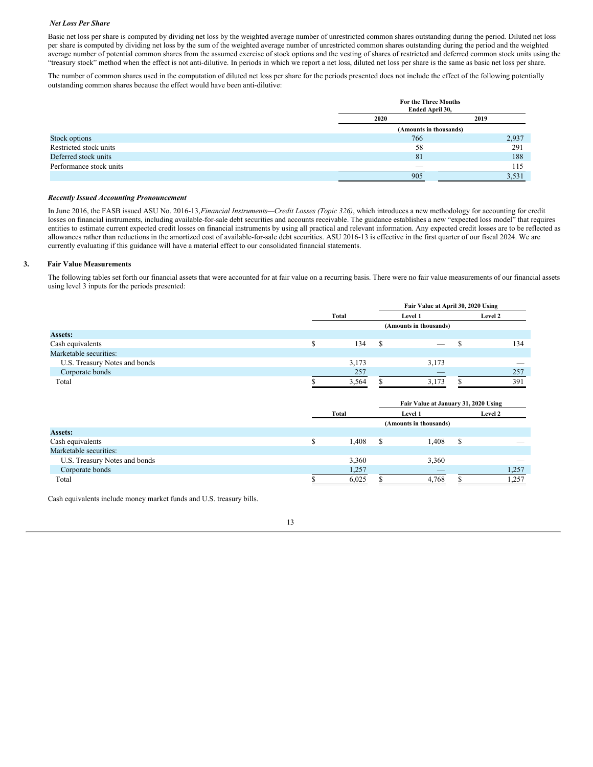*Net Loss Per Share*

Basic net loss per share is computed by dividing net loss by the weighted average number of unrestricted common shares outstanding during the period. Diluted net loss per share is computed by dividing net loss by the sum of the weighted average number of unrestricted common shares outstanding during the period and the weighted average number of potential common shares from the assumed exercise of stock options and the vesting of shares of restricted and deferred common stock units using the "treasury stock" method when the effect is not anti-dilutive. In periods in which we report a net loss, diluted net loss per share is the same as basic net loss per share.

The number of common shares used in the computation of diluted net loss per share for the periods presented does not include the effect of the following potentially outstanding common shares because the effect would have been anti-dilutive:

| | For the Three Months Ended April 30, | |
|---|---|---|
| | 2020 | 2019 |
| | (Amounts in thousands) | |
| Stock options | 766 | 2,937 |
| Restricted stock units | 58 | 291 |
| Deferred stock units | 81 | 188 |
| Performance stock units | — | 115 |
| | 905 | 3,531 |

***Recently Issued Accounting Pronouncement***

In June 2016, the FASB issued ASU No. 2016-13,*Financial Instruments—Credit Losses (Topic 326)*, which introduces a new methodology for accounting for credit losses on financial instruments, including available-for-sale debt securities and accounts receivable. The guidance establishes a new "expected loss model" that requires entities to estimate current expected credit losses on financial instruments by using all practical and relevant information. Any expected credit losses are to be reflected as allowances rather than reductions in the amortized cost of available-for-sale debt securities. ASU 2016-13 is effective in the first quarter of our fiscal 2024. We are currently evaluating if this guidance will have a material effect to our consolidated financial statements.

## 3. Fair Value Measurements

The following tables set forth our financial assets that were accounted for at fair value on a recurring basis. There were no fair value measurements of our financial assets using level 3 inputs for the periods presented:

| | | Fair Value at April 30, 2020 Using | |
|---|---|---|---|
| | Total | Level 1 | Level 2 |
| | (Amounts in thousands) | | |
| **Assets:** | | | |
| Cash equivalents | $ 134 | $ — | $ 134 |
| Marketable securities: | | | |
| U.S. Treasury Notes and bonds | 3,173 | 3,173 | — |
| Corporate bonds | 257 | — | 257 |
| Total | $ 3,564 | $ 3,173 | $ 391 |

| | | Fair Value at January 31, 2020 Using | |
|---|---|---|---|
| | Total | Level 1 | Level 2 |
| | (Amounts in thousands) | | |
| **Assets:** | | | |
| Cash equivalents | $ 1,408 | $ 1,408 | $ — |
| Marketable securities: | | | |
| U.S. Treasury Notes and bonds | 3,360 | 3,360 | — |
| Corporate bonds | 1,257 | — | 1,257 |
| Total | $ 6,025 | $ 4,768 | $ 1,257 |

Cash equivalents include money market funds and U.S. treasury bills.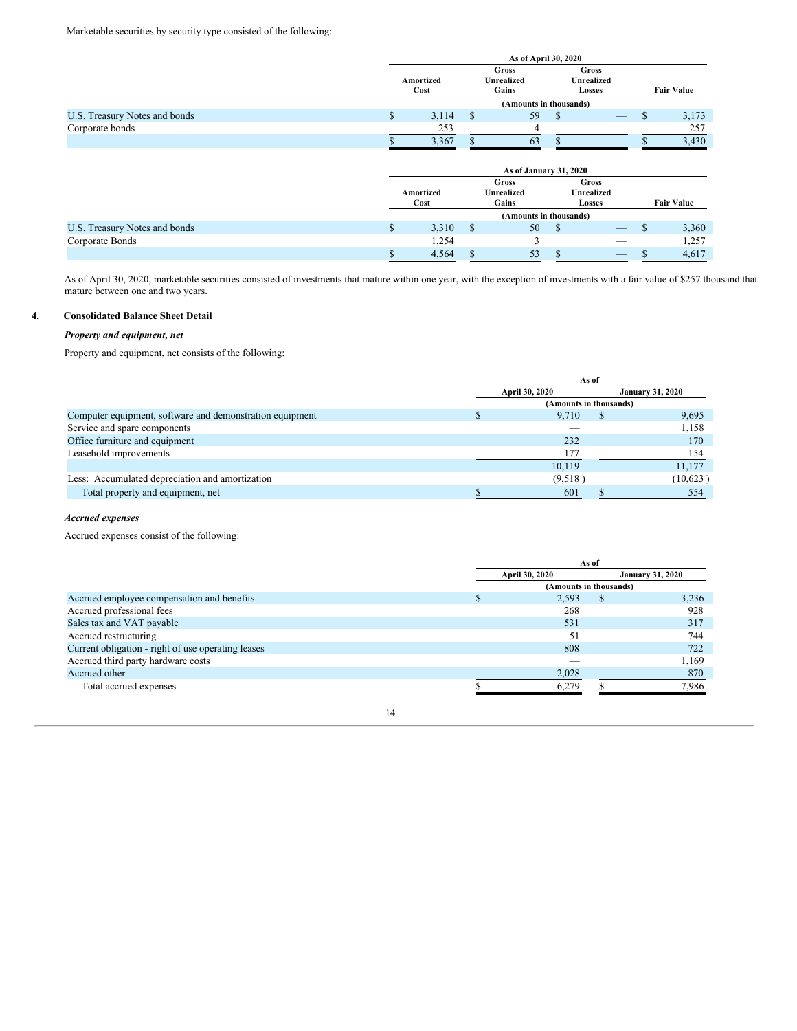Marketable securities by security type consisted of the following:

| | As of April 30, 2020 | | | |
|---|---|---|---|---|
| | Amortized Cost | Gross Unrealized Gains | Gross Unrealized Losses | Fair Value |
| | (Amounts in thousands) | | | |
| U.S. Treasury Notes and bonds | $ 3,114 | $ 59 | $ — | $ 3,173 |
| Corporate bonds | 253 | 4 | — | 257 |
| | $ 3,367 | $ 63 | $ — | $ 3,430 |

| | As of January 31, 2020 | | | |
|---|---|---|---|---|
| | Amortized Cost | Gross Unrealized Gains | Gross Unrealized Losses | Fair Value |
| | (Amounts in thousands) | | | |
| U.S. Treasury Notes and bonds | $ 3,310 | $ 50 | $ — | $ 3,360 |
| Corporate Bonds | 1,254 | 3 | — | 1,257 |
| | $ 4,564 | $ 53 | $ — | $ 4,617 |

As of April 30, 2020, marketable securities consisted of investments that mature within one year, with the exception of investments with a fair value of $257 thousand that mature between one and two years.

## 4. Consolidated Balance Sheet Detail

***Property and equipment, net***

Property and equipment, net consists of the following:

| | As of | |
|---|---|---|
| | April 30, 2020 | January 31, 2020 |
| | (Amounts in thousands) | |
| Computer equipment, software and demonstration equipment | $ 9,710 | $ 9,695 |
| Service and spare components | — | 1,158 |
| Office furniture and equipment | 232 | 170 |
| Leasehold improvements | 177 | 154 |
| | 10,119 | 11,177 |
| Less: Accumulated depreciation and amortization | (9,518 ) | (10,623 ) |
| Total property and equipment, net | $ 601 | $ 554 |

***Accrued expenses***

Accrued expenses consist of the following:

| | As of | |
|---|---|---|
| | April 30, 2020 | January 31, 2020 |
| | (Amounts in thousands) | |
| Accrued employee compensation and benefits | $ 2,593 | $ 3,236 |
| Accrued professional fees | 268 | 928 |
| Sales tax and VAT payable | 531 | 317 |
| Accrued restructuring | 51 | 744 |
| Current obligation - right of use operating leases | 808 | 722 |
| Accrued third party hardware costs | — | 1,169 |
| Accrued other | 2,028 | 870 |
| Total accrued expenses | $ 6,279 | $ 7,986 |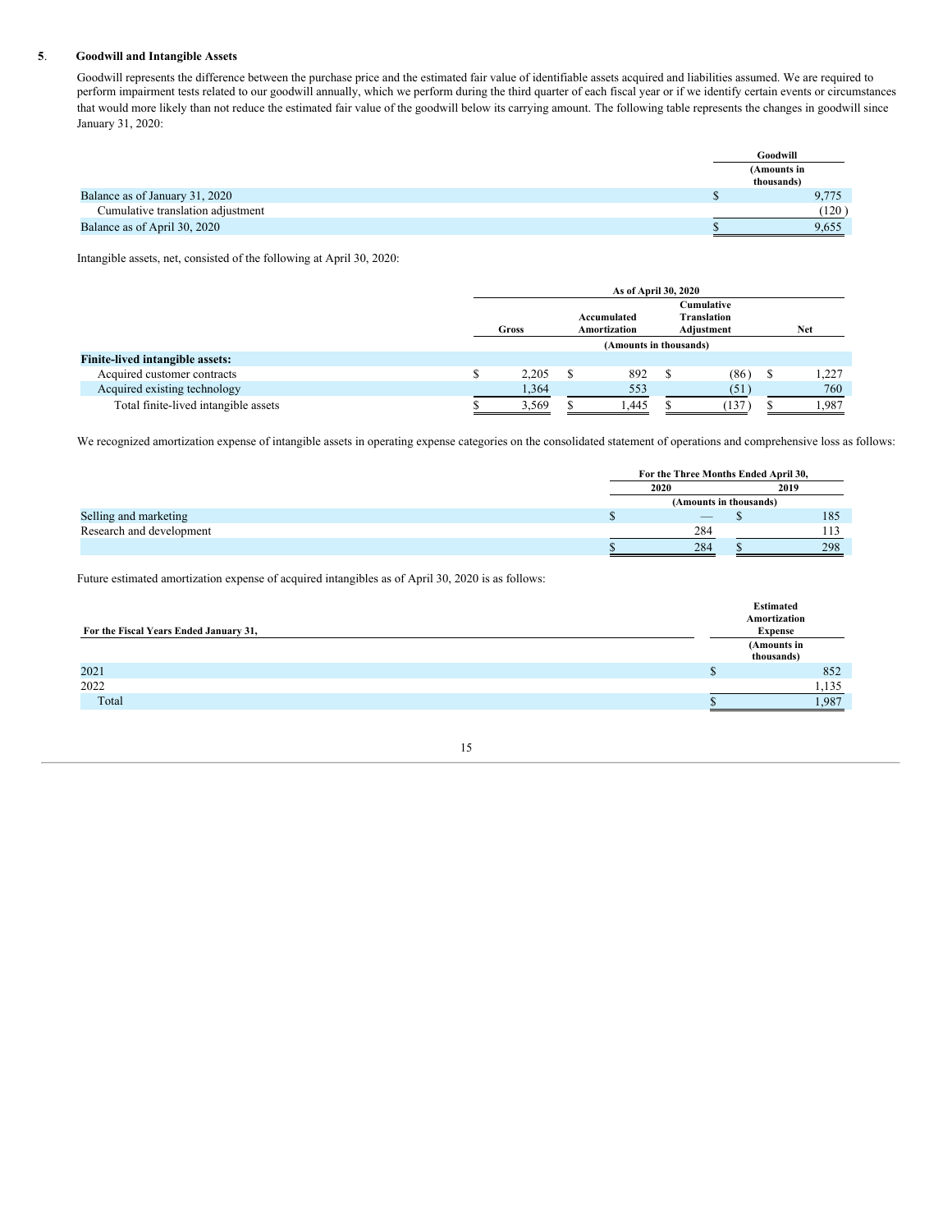## 5. Goodwill and Intangible Assets

Goodwill represents the difference between the purchase price and the estimated fair value of identifiable assets acquired and liabilities assumed. We are required to perform impairment tests related to our goodwill annually, which we perform during the third quarter of each fiscal year or if we identify certain events or circumstances that would more likely than not reduce the estimated fair value of the goodwill below its carrying amount. The following table represents the changes in goodwill since January 31, 2020:

| | Goodwill |
|---|---|
| | (Amounts in thousands) |
| Balance as of January 31, 2020 | $ 9,775 |
| Cumulative translation adjustment | (120) |
| Balance as of April 30, 2020 | $ 9,655 |

Intangible assets, net, consisted of the following at April 30, 2020:

| | As of April 30, 2020 | | | |
|---|---|---|---|---|
| | Gross | Accumulated Amortization | Cumulative Translation Adjustment | Net |
| | (Amounts in thousands) | | | |
| **Finite-lived intangible assets:** | | | | |
| Acquired customer contracts | $ 2,205 | $ 892 | $ (86) | $ 1,227 |
| Acquired existing technology | 1,364 | 553 | (51) | 760 |
| Total finite-lived intangible assets | $ 3,569 | $ 1,445 | $ (137) | $ 1,987 |

We recognized amortization expense of intangible assets in operating expense categories on the consolidated statement of operations and comprehensive loss as follows:

| | For the Three Months Ended April 30, | |
|---|---|---|
| | 2020 | 2019 |
| | (Amounts in thousands) | |
| Selling and marketing | $ — | $ 185 |
| Research and development | 284 | 113 |
| | $ 284 | $ 298 |

Future estimated amortization expense of acquired intangibles as of April 30, 2020 is as follows:

| For the Fiscal Years Ended January 31, | Estimated Amortization Expense |
|---|---|
| | (Amounts in thousands) |
| 2021 | $ 852 |
| 2022 | 1,135 |
| Total | $ 1,987 |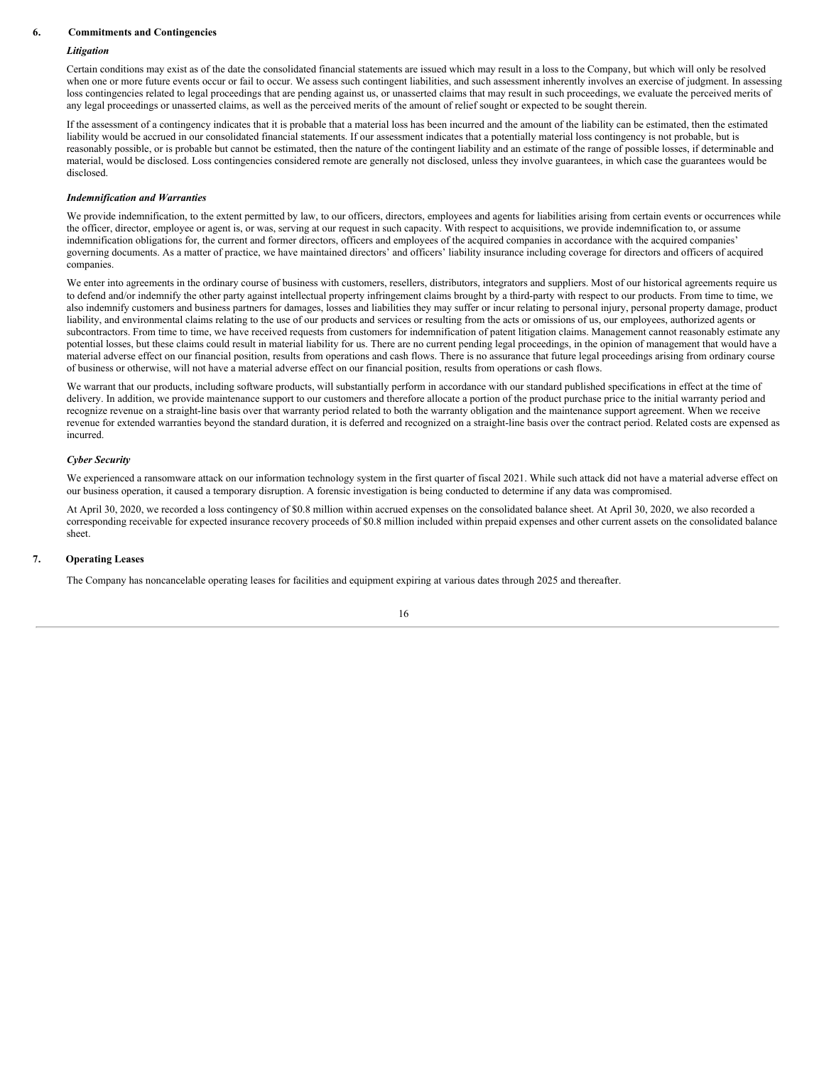## 6. Commitments and Contingencies

### *Litigation*

Certain conditions may exist as of the date the consolidated financial statements are issued which may result in a loss to the Company, but which will only be resolved when one or more future events occur or fail to occur. We assess such contingent liabilities, and such assessment inherently involves an exercise of judgment. In assessing loss contingencies related to legal proceedings that are pending against us, or unasserted claims that may result in such proceedings, we evaluate the perceived merits of any legal proceedings or unasserted claims, as well as the perceived merits of the amount of relief sought or expected to be sought therein.

If the assessment of a contingency indicates that it is probable that a material loss has been incurred and the amount of the liability can be estimated, then the estimated liability would be accrued in our consolidated financial statements. If our assessment indicates that a potentially material loss contingency is not probable, but is reasonably possible, or is probable but cannot be estimated, then the nature of the contingent liability and an estimate of the range of possible losses, if determinable and material, would be disclosed. Loss contingencies considered remote are generally not disclosed, unless they involve guarantees, in which case the guarantees would be disclosed.

### *Indemnification and Warranties*

We provide indemnification, to the extent permitted by law, to our officers, directors, employees and agents for liabilities arising from certain events or occurrences while the officer, director, employee or agent is, or was, serving at our request in such capacity. With respect to acquisitions, we provide indemnification to, or assume indemnification obligations for, the current and former directors, officers and employees of the acquired companies in accordance with the acquired companies' governing documents. As a matter of practice, we have maintained directors' and officers' liability insurance including coverage for directors and officers of acquired companies.

We enter into agreements in the ordinary course of business with customers, resellers, distributors, integrators and suppliers. Most of our historical agreements require us to defend and/or indemnify the other party against intellectual property infringement claims brought by a third-party with respect to our products. From time to time, we also indemnify customers and business partners for damages, losses and liabilities they may suffer or incur relating to personal injury, personal property damage, product liability, and environmental claims relating to the use of our products and services or resulting from the acts or omissions of us, our employees, authorized agents or subcontractors. From time to time, we have received requests from customers for indemnification of patent litigation claims. Management cannot reasonably estimate any potential losses, but these claims could result in material liability for us. There are no current pending legal proceedings, in the opinion of management that would have a material adverse effect on our financial position, results from operations and cash flows. There is no assurance that future legal proceedings arising from ordinary course of business or otherwise, will not have a material adverse effect on our financial position, results from operations or cash flows.

We warrant that our products, including software products, will substantially perform in accordance with our standard published specifications in effect at the time of delivery. In addition, we provide maintenance support to our customers and therefore allocate a portion of the product purchase price to the initial warranty period and recognize revenue on a straight-line basis over that warranty period related to both the warranty obligation and the maintenance support agreement. When we receive revenue for extended warranties beyond the standard duration, it is deferred and recognized on a straight-line basis over the contract period. Related costs are expensed as incurred.

### *Cyber Security*

We experienced a ransomware attack on our information technology system in the first quarter of fiscal 2021. While such attack did not have a material adverse effect on our business operation, it caused a temporary disruption. A forensic investigation is being conducted to determine if any data was compromised.

At April 30, 2020, we recorded a loss contingency of $0.8 million within accrued expenses on the consolidated balance sheet. At April 30, 2020, we also recorded a corresponding receivable for expected insurance recovery proceeds of $0.8 million included within prepaid expenses and other current assets on the consolidated balance sheet.

## 7. Operating Leases

The Company has noncancelable operating leases for facilities and equipment expiring at various dates through 2025 and thereafter.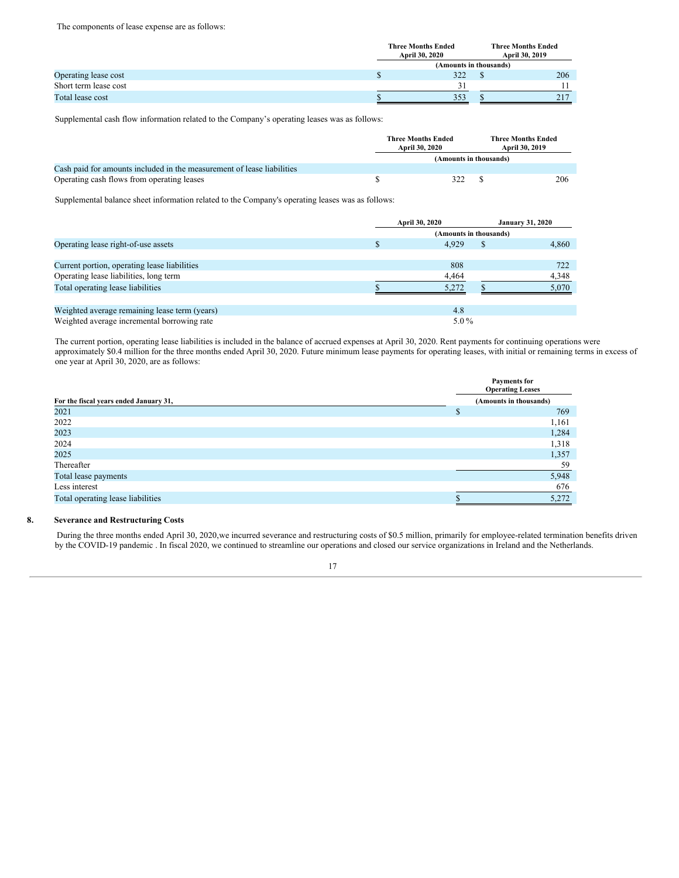The components of lease expense are as follows:

| | Three Months Ended April 30, 2020 | Three Months Ended April 30, 2019 |
|---|---|---|
| | (Amounts in thousands) | |
| Operating lease cost | $ 322 | $ 206 |
| Short term lease cost | 31 | 11 |
| Total lease cost | $ 353 | $ 217 |

Supplemental cash flow information related to the Company's operating leases was as follows:

| | Three Months Ended April 30, 2020 | Three Months Ended April 30, 2019 |
|---|---|---|
| | (Amounts in thousands) | |
| Cash paid for amounts included in the measurement of lease liabilities | | |
| Operating cash flows from operating leases | $ 322 | $ 206 |

Supplemental balance sheet information related to the Company's operating leases was as follows:

| | April 30, 2020 | January 31, 2020 |
|---|---|---|
| | (Amounts in thousands) | |
| Operating lease right-of-use assets | $ 4,929 | $ 4,860 |
| | | |
| Current portion, operating lease liabilities | 808 | 722 |
| Operating lease liabilities, long term | 4,464 | 4,348 |
| Total operating lease liabilities | $ 5,272 | $ 5,070 |
| | | |
| Weighted average remaining lease term (years) | 4.8 | |
| Weighted average incremental borrowing rate | 5.0 % | |

The current portion, operating lease liabilities is included in the balance of accrued expenses at April 30, 2020. Rent payments for continuing operations were approximately $0.4 million for the three months ended April 30, 2020. Future minimum lease payments for operating leases, with initial or remaining terms in excess of one year at April 30, 2020, are as follows:

| For the fiscal years ended January 31, | Payments for Operating Leases (Amounts in thousands) |
|---|---|
| 2021 | $ 769 |
| 2022 | 1,161 |
| 2023 | 1,284 |
| 2024 | 1,318 |
| 2025 | 1,357 |
| Thereafter | 59 |
| Total lease payments | 5,948 |
| Less interest | 676 |
| Total operating lease liabilities | $ 5,272 |

## 8. Severance and Restructuring Costs

During the three months ended April 30, 2020,we incurred severance and restructuring costs of $0.5 million, primarily for employee-related termination benefits driven by the COVID-19 pandemic . In fiscal 2020, we continued to streamline our operations and closed our service organizations in Ireland and the Netherlands.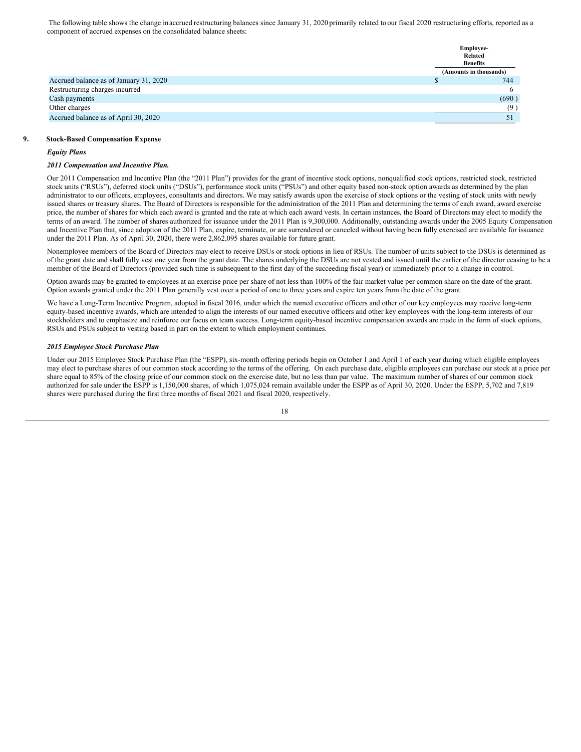The following table shows the change in accrued restructuring balances since January 31, 2020 primarily related to our fiscal 2020 restructuring efforts, reported as a component of accrued expenses on the consolidated balance sheets:

| | Employee-Related Benefits |
| --- | --- |
| | (Amounts in thousands) |
| Accrued balance as of January 31, 2020 | $ 744 |
| Restructuring charges incurred | 6 |
| Cash payments | (690 ) |
| Other charges | (9 ) |
| Accrued balance as of April 30, 2020 | 51 |

## 9. Stock-Based Compensation Expense

***Equity Plans***

***2011 Compensation and Incentive Plan.***

Our 2011 Compensation and Incentive Plan (the "2011 Plan") provides for the grant of incentive stock options, nonqualified stock options, restricted stock, restricted stock units ("RSUs"), deferred stock units ("DSUs"), performance stock units ("PSUs") and other equity based non-stock option awards as determined by the plan administrator to our officers, employees, consultants and directors. We may satisfy awards upon the exercise of stock options or the vesting of stock units with newly issued shares or treasury shares. The Board of Directors is responsible for the administration of the 2011 Plan and determining the terms of each award, award exercise price, the number of shares for which each award is granted and the rate at which each award vests. In certain instances, the Board of Directors may elect to modify the terms of an award. The number of shares authorized for issuance under the 2011 Plan is 9,300,000. Additionally, outstanding awards under the 2005 Equity Compensation and Incentive Plan that, since adoption of the 2011 Plan, expire, terminate, or are surrendered or canceled without having been fully exercised are available for issuance under the 2011 Plan. As of April 30, 2020, there were 2,862,095 shares available for future grant.

Nonemployee members of the Board of Directors may elect to receive DSUs or stock options in lieu of RSUs. The number of units subject to the DSUs is determined as of the grant date and shall fully vest one year from the grant date. The shares underlying the DSUs are not vested and issued until the earlier of the director ceasing to be a member of the Board of Directors (provided such time is subsequent to the first day of the succeeding fiscal year) or immediately prior to a change in control.

Option awards may be granted to employees at an exercise price per share of not less than 100% of the fair market value per common share on the date of the grant. Option awards granted under the 2011 Plan generally vest over a period of one to three years and expire ten years from the date of the grant.

We have a Long-Term Incentive Program, adopted in fiscal 2016, under which the named executive officers and other of our key employees may receive long-term equity-based incentive awards, which are intended to align the interests of our named executive officers and other key employees with the long-term interests of our stockholders and to emphasize and reinforce our focus on team success. Long-term equity-based incentive compensation awards are made in the form of stock options, RSUs and PSUs subject to vesting based in part on the extent to which employment continues.

***2015 Employee Stock Purchase Plan***

Under our 2015 Employee Stock Purchase Plan (the "ESPP), six-month offering periods begin on October 1 and April 1 of each year during which eligible employees may elect to purchase shares of our common stock according to the terms of the offering. On each purchase date, eligible employees can purchase our stock at a price per share equal to 85% of the closing price of our common stock on the exercise date, but no less than par value. The maximum number of shares of our common stock authorized for sale under the ESPP is 1,150,000 shares, of which 1,075,024 remain available under the ESPP as of April 30, 2020. Under the ESPP, 5,702 and 7,819 shares were purchased during the first three months of fiscal 2021 and fiscal 2020, respectively.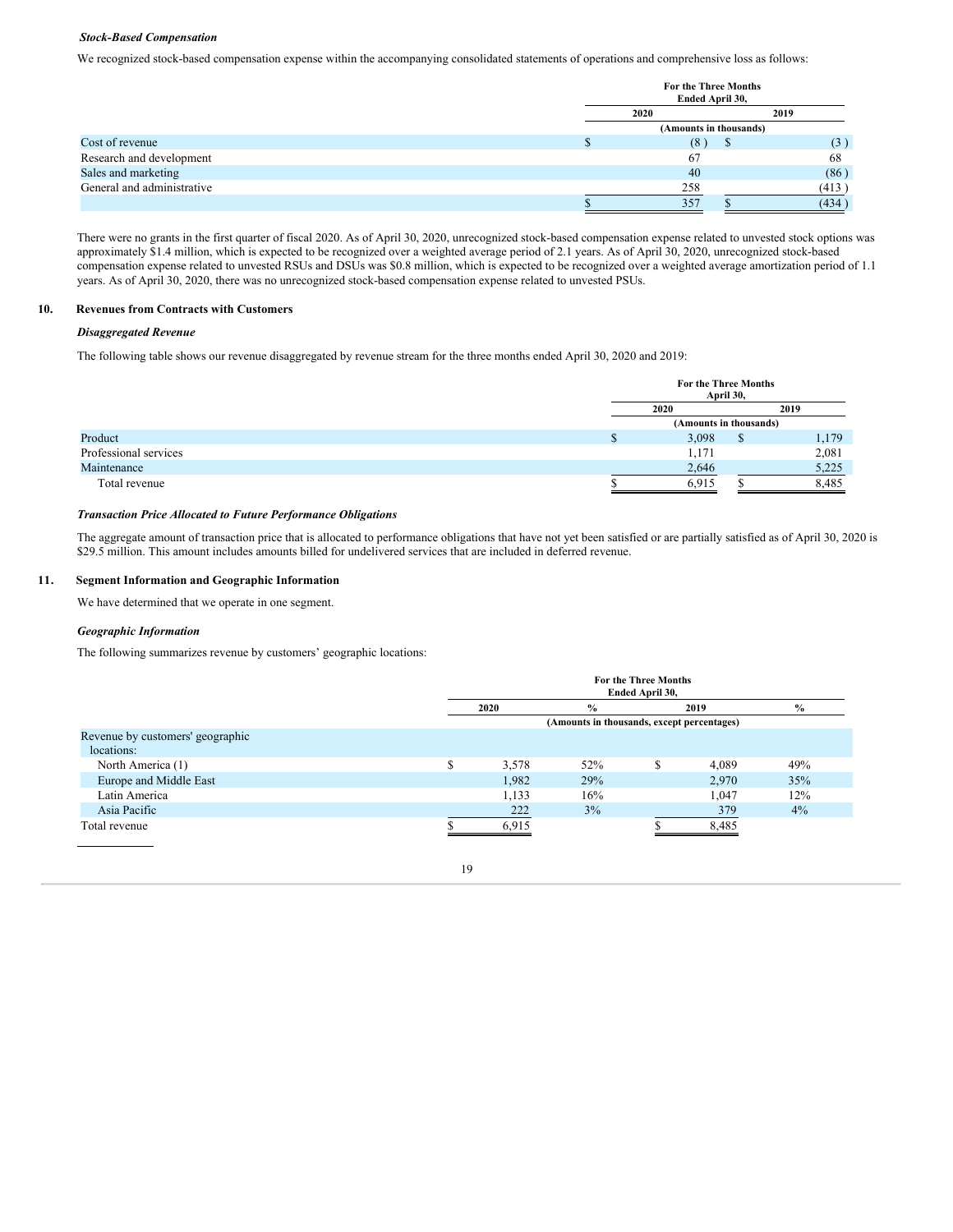*Stock-Based Compensation*

We recognized stock-based compensation expense within the accompanying consolidated statements of operations and comprehensive loss as follows:

| | For the Three Months Ended April 30, | |
|---|---|---|
| | 2020 | 2019 |
| | (Amounts in thousands) | |
| Cost of revenue | $ (8) | $ (3) |
| Research and development | 67 | 68 |
| Sales and marketing | 40 | (86) |
| General and administrative | 258 | (413) |
| | $ 357 | $ (434) |

There were no grants in the first quarter of fiscal 2020. As of April 30, 2020, unrecognized stock-based compensation expense related to unvested stock options was approximately $1.4 million, which is expected to be recognized over a weighted average period of 2.1 years. As of April 30, 2020, unrecognized stock-based compensation expense related to unvested RSUs and DSUs was $0.8 million, which is expected to be recognized over a weighted average amortization period of 1.1 years. As of April 30, 2020, there was no unrecognized stock-based compensation expense related to unvested PSUs.

## 10. Revenues from Contracts with Customers

*Disaggregated Revenue*

The following table shows our revenue disaggregated by revenue stream for the three months ended April 30, 2020 and 2019:

| | For the Three Months April 30, | |
|---|---|---|
| | 2020 | 2019 |
| | (Amounts in thousands) | |
| Product | $ 3,098 | $ 1,179 |
| Professional services | 1,171 | 2,081 |
| Maintenance | 2,646 | 5,225 |
| Total revenue | $ 6,915 | $ 8,485 |

*Transaction Price Allocated to Future Performance Obligations*

The aggregate amount of transaction price that is allocated to performance obligations that have not yet been satisfied or are partially satisfied as of April 30, 2020 is $29.5 million. This amount includes amounts billed for undelivered services that are included in deferred revenue.

## 11. Segment Information and Geographic Information

We have determined that we operate in one segment.

*Geographic Information*

The following summarizes revenue by customers' geographic locations:

| | For the Three Months Ended April 30, | | | |
|---|---|---|---|---|
| | 2020 | % | 2019 | % |
| | (Amounts in thousands, except percentages) | | | |
| Revenue by customers' geographic locations: | | | | |
| North America (1) | $ 3,578 | 52% | $ 4,089 | 49% |
| Europe and Middle East | 1,982 | 29% | 2,970 | 35% |
| Latin America | 1,133 | 16% | 1,047 | 12% |
| Asia Pacific | 222 | 3% | 379 | 4% |
| Total revenue | $ 6,915 | | $ 8,485 | |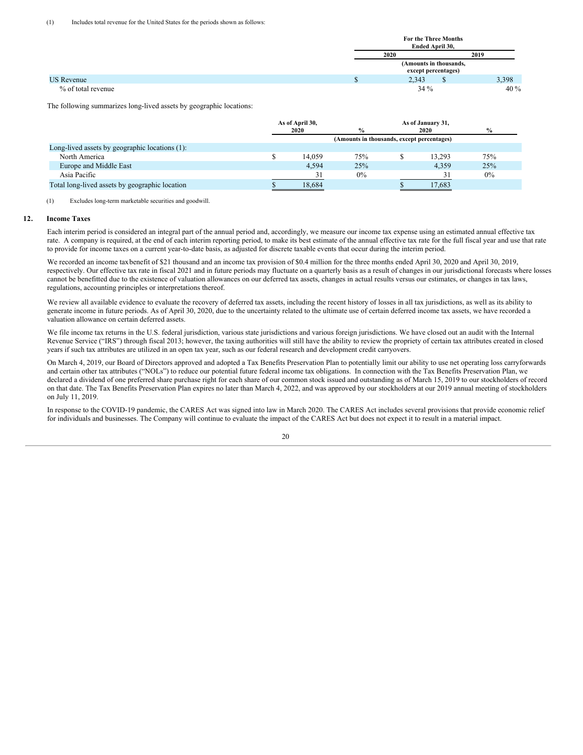(1) Includes total revenue for the United States for the periods shown as follows:

| | For the Three Months Ended April 30, | |
|---|---|---|
| | 2020 | 2019 |
| | (Amounts in thousands, except percentages) | |
| US Revenue | $ 2,343 | $ 3,398 |
| % of total revenue | 34 % | 40 % |

The following summarizes long-lived assets by geographic locations:

| | As of April 30, 2020 | % | As of January 31, 2020 | % |
|---|---|---|---|---|
| | (Amounts in thousands, except percentages) | | | |
| Long-lived assets by geographic locations (1): | | | | |
| North America | $ 14,059 | 75% | $ 13,293 | 75% |
| Europe and Middle East | 4,594 | 25% | 4,359 | 25% |
| Asia Pacific | 31 | 0% | 31 | 0% |
| Total long-lived assets by geographic location | $ 18,684 | | $ 17,683 | |

(1) Excludes long-term marketable securities and goodwill.

## 12. Income Taxes

Each interim period is considered an integral part of the annual period and, accordingly, we measure our income tax expense using an estimated annual effective tax rate. A company is required, at the end of each interim reporting period, to make its best estimate of the annual effective tax rate for the full fiscal year and use that rate to provide for income taxes on a current year-to-date basis, as adjusted for discrete taxable events that occur during the interim period.

We recorded an income tax benefit of $21 thousand and an income tax provision of $0.4 million for the three months ended April 30, 2020 and April 30, 2019, respectively. Our effective tax rate in fiscal 2021 and in future periods may fluctuate on a quarterly basis as a result of changes in our jurisdictional forecasts where losses cannot be benefitted due to the existence of valuation allowances on our deferred tax assets, changes in actual results versus our estimates, or changes in tax laws, regulations, accounting principles or interpretations thereof.

We review all available evidence to evaluate the recovery of deferred tax assets, including the recent history of losses in all tax jurisdictions, as well as its ability to generate income in future periods. As of April 30, 2020, due to the uncertainty related to the ultimate use of certain deferred income tax assets, we have recorded a valuation allowance on certain deferred assets.

We file income tax returns in the U.S. federal jurisdiction, various state jurisdictions and various foreign jurisdictions. We have closed out an audit with the Internal Revenue Service ("IRS") through fiscal 2013; however, the taxing authorities will still have the ability to review the propriety of certain tax attributes created in closed years if such tax attributes are utilized in an open tax year, such as our federal research and development credit carryovers.

On March 4, 2019, our Board of Directors approved and adopted a Tax Benefits Preservation Plan to potentially limit our ability to use net operating loss carryforwards and certain other tax attributes ("NOLs") to reduce our potential future federal income tax obligations. In connection with the Tax Benefits Preservation Plan, we declared a dividend of one preferred share purchase right for each share of our common stock issued and outstanding as of March 15, 2019 to our stockholders of record on that date. The Tax Benefits Preservation Plan expires no later than March 4, 2022, and was approved by our stockholders at our 2019 annual meeting of stockholders on July 11, 2019.

In response to the COVID-19 pandemic, the CARES Act was signed into law in March 2020. The CARES Act includes several provisions that provide economic relief for individuals and businesses. The Company will continue to evaluate the impact of the CARES Act but does not expect it to result in a material impact.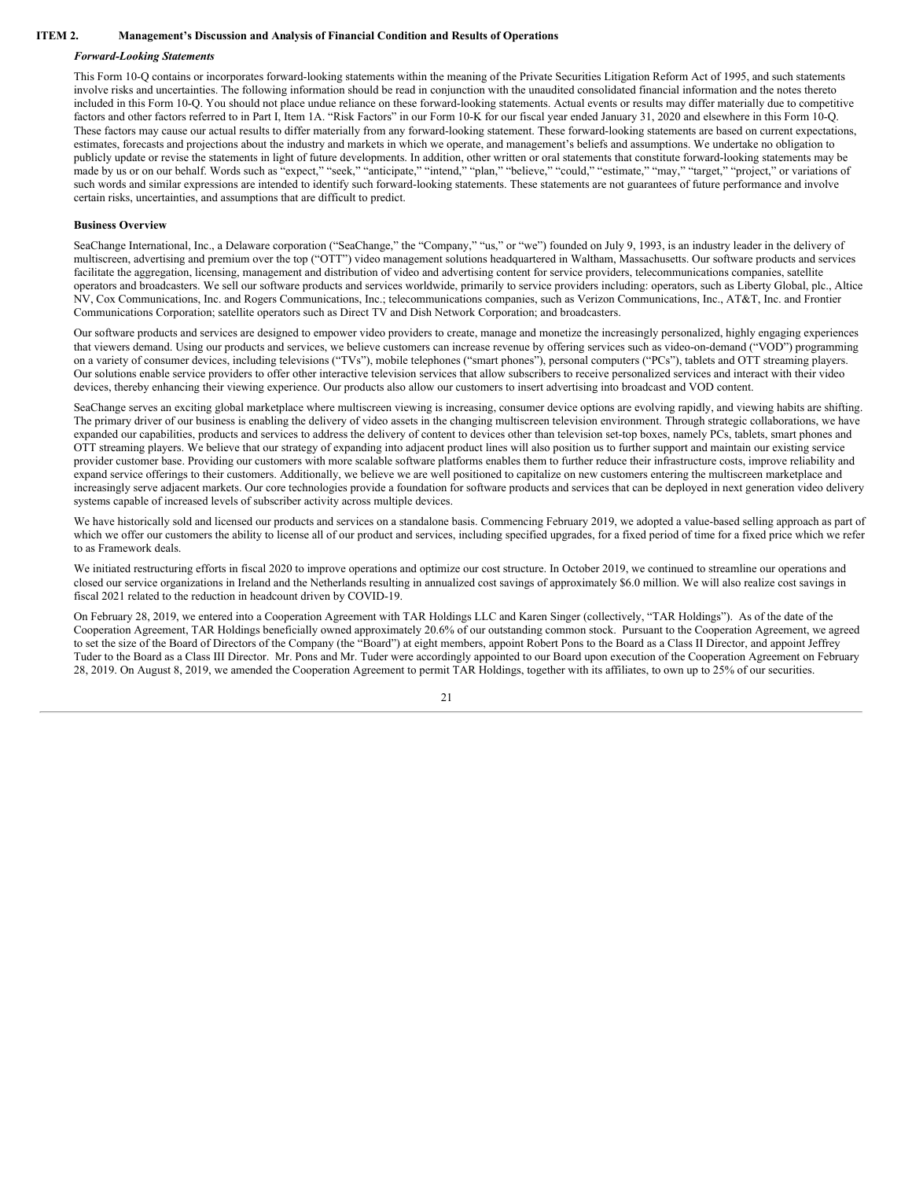## ITEM 2. Management's Discussion and Analysis of Financial Condition and Results of Operations

***Forward-Looking Statements***

This Form 10-Q contains or incorporates forward-looking statements within the meaning of the Private Securities Litigation Reform Act of 1995, and such statements involve risks and uncertainties. The following information should be read in conjunction with the unaudited consolidated financial information and the notes thereto included in this Form 10-Q. You should not place undue reliance on these forward-looking statements. Actual events or results may differ materially due to competitive factors and other factors referred to in Part I, Item 1A. "Risk Factors" in our Form 10-K for our fiscal year ended January 31, 2020 and elsewhere in this Form 10-Q. These factors may cause our actual results to differ materially from any forward-looking statement. These forward-looking statements are based on current expectations, estimates, forecasts and projections about the industry and markets in which we operate, and management's beliefs and assumptions. We undertake no obligation to publicly update or revise the statements in light of future developments. In addition, other written or oral statements that constitute forward-looking statements may be made by us or on our behalf. Words such as "expect," "seek," "anticipate," "intend," "plan," "believe," "could," "estimate," "may," "target," "project," or variations of such words and similar expressions are intended to identify such forward-looking statements. These statements are not guarantees of future performance and involve certain risks, uncertainties, and assumptions that are difficult to predict.

**Business Overview**

SeaChange International, Inc., a Delaware corporation ("SeaChange," the "Company," "us," or "we") founded on July 9, 1993, is an industry leader in the delivery of multiscreen, advertising and premium over the top ("OTT") video management solutions headquartered in Waltham, Massachusetts. Our software products and services facilitate the aggregation, licensing, management and distribution of video and advertising content for service providers, telecommunications companies, satellite operators and broadcasters. We sell our software products and services worldwide, primarily to service providers including: operators, such as Liberty Global, plc., Altice NV, Cox Communications, Inc. and Rogers Communications, Inc.; telecommunications companies, such as Verizon Communications, Inc., AT&T, Inc. and Frontier Communications Corporation; satellite operators such as Direct TV and Dish Network Corporation; and broadcasters.

Our software products and services are designed to empower video providers to create, manage and monetize the increasingly personalized, highly engaging experiences that viewers demand. Using our products and services, we believe customers can increase revenue by offering services such as video-on-demand ("VOD") programming on a variety of consumer devices, including televisions ("TVs"), mobile telephones ("smart phones"), personal computers ("PCs"), tablets and OTT streaming players. Our solutions enable service providers to offer other interactive television services that allow subscribers to receive personalized services and interact with their video devices, thereby enhancing their viewing experience. Our products also allow our customers to insert advertising into broadcast and VOD content.

SeaChange serves an exciting global marketplace where multiscreen viewing is increasing, consumer device options are evolving rapidly, and viewing habits are shifting. The primary driver of our business is enabling the delivery of video assets in the changing multiscreen television environment. Through strategic collaborations, we have expanded our capabilities, products and services to address the delivery of content to devices other than television set-top boxes, namely PCs, tablets, smart phones and OTT streaming players. We believe that our strategy of expanding into adjacent product lines will also position us to further support and maintain our existing service provider customer base. Providing our customers with more scalable software platforms enables them to further reduce their infrastructure costs, improve reliability and expand service offerings to their customers. Additionally, we believe we are well positioned to capitalize on new customers entering the multiscreen marketplace and increasingly serve adjacent markets. Our core technologies provide a foundation for software products and services that can be deployed in next generation video delivery systems capable of increased levels of subscriber activity across multiple devices.

We have historically sold and licensed our products and services on a standalone basis. Commencing February 2019, we adopted a value-based selling approach as part of which we offer our customers the ability to license all of our product and services, including specified upgrades, for a fixed period of time for a fixed price which we refer to as Framework deals.

We initiated restructuring efforts in fiscal 2020 to improve operations and optimize our cost structure. In October 2019, we continued to streamline our operations and closed our service organizations in Ireland and the Netherlands resulting in annualized cost savings of approximately $6.0 million. We will also realize cost savings in fiscal 2021 related to the reduction in headcount driven by COVID-19.

On February 28, 2019, we entered into a Cooperation Agreement with TAR Holdings LLC and Karen Singer (collectively, "TAR Holdings"). As of the date of the Cooperation Agreement, TAR Holdings beneficially owned approximately 20.6% of our outstanding common stock. Pursuant to the Cooperation Agreement, we agreed to set the size of the Board of Directors of the Company (the "Board") at eight members, appoint Robert Pons to the Board as a Class II Director, and appoint Jeffrey Tuder to the Board as a Class III Director. Mr. Pons and Mr. Tuder were accordingly appointed to our Board upon execution of the Cooperation Agreement on February 28, 2019. On August 8, 2019, we amended the Cooperation Agreement to permit TAR Holdings, together with its affiliates, to own up to 25% of our securities.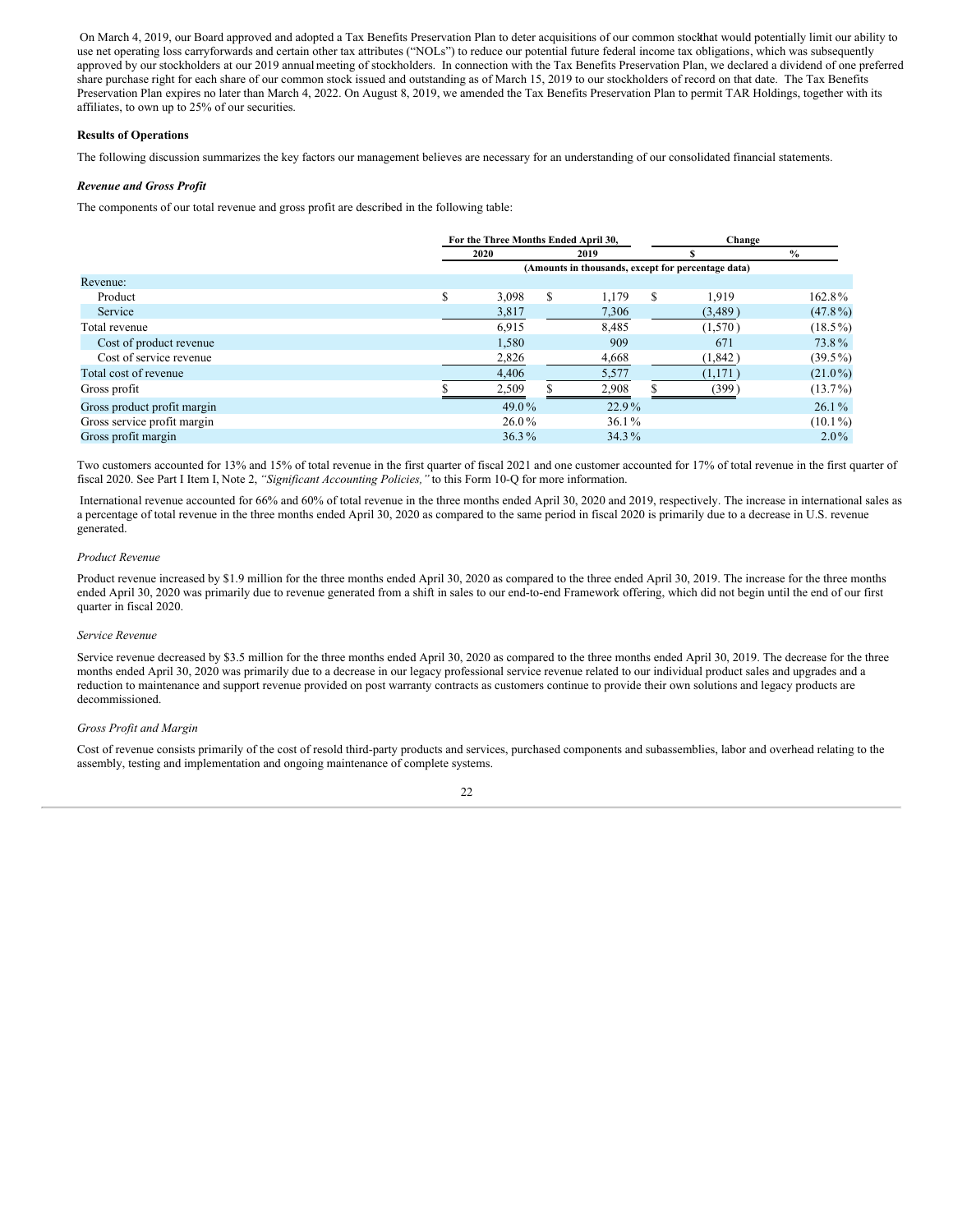On March 4, 2019, our Board approved and adopted a Tax Benefits Preservation Plan to deter acquisitions of our common stock that would potentially limit our ability to use net operating loss carryforwards and certain other tax attributes ("NOLs") to reduce our potential future federal income tax obligations, which was subsequently approved by our stockholders at our 2019 annual meeting of stockholders. In connection with the Tax Benefits Preservation Plan, we declared a dividend of one preferred share purchase right for each share of our common stock issued and outstanding as of March 15, 2019 to our stockholders of record on that date. The Tax Benefits Preservation Plan expires no later than March 4, 2022. On August 8, 2019, we amended the Tax Benefits Preservation Plan to permit TAR Holdings, together with its affiliates, to own up to 25% of our securities.

**Results of Operations**

The following discussion summarizes the key factors our management believes are necessary for an understanding of our consolidated financial statements.

***Revenue and Gross Profit***

The components of our total revenue and gross profit are described in the following table:

| | For the Three Months Ended April 30, | | Change | |
|---|---|---|---|---|
| | 2020 | 2019 | $ | % |
| | (Amounts in thousands, except for percentage data) | | | |
| Revenue: | | | | |
| Product | $ 3,098 | $ 1,179 | $ 1,919 | 162.8% |
| Service | 3,817 | 7,306 | (3,489) | (47.8%) |
| Total revenue | 6,915 | 8,485 | (1,570) | (18.5%) |
| Cost of product revenue | 1,580 | 909 | 671 | 73.8% |
| Cost of service revenue | 2,826 | 4,668 | (1,842) | (39.5%) |
| Total cost of revenue | 4,406 | 5,577 | (1,171) | (21.0%) |
| Gross profit | $ 2,509 | $ 2,908 | $ (399) | (13.7%) |
| Gross product profit margin | 49.0% | 22.9% | | 26.1% |
| Gross service profit margin | 26.0% | 36.1% | | (10.1%) |
| Gross profit margin | 36.3% | 34.3% | | 2.0% |

Two customers accounted for 13% and 15% of total revenue in the first quarter of fiscal 2021 and one customer accounted for 17% of total revenue in the first quarter of fiscal 2020. See Part I Item I, Note 2, *"Significant Accounting Policies,"* to this Form 10-Q for more information.

International revenue accounted for 66% and 60% of total revenue in the three months ended April 30, 2020 and 2019, respectively. The increase in international sales as a percentage of total revenue in the three months ended April 30, 2020 as compared to the same period in fiscal 2020 is primarily due to a decrease in U.S. revenue generated.

*Product Revenue*

Product revenue increased by $1.9 million for the three months ended April 30, 2020 as compared to the three ended April 30, 2019. The increase for the three months ended April 30, 2020 was primarily due to revenue generated from a shift in sales to our end-to-end Framework offering, which did not begin until the end of our first quarter in fiscal 2020.

*Service Revenue*

Service revenue decreased by $3.5 million for the three months ended April 30, 2020 as compared to the three months ended April 30, 2019. The decrease for the three months ended April 30, 2020 was primarily due to a decrease in our legacy professional service revenue related to our individual product sales and upgrades and a reduction to maintenance and support revenue provided on post warranty contracts as customers continue to provide their own solutions and legacy products are decommissioned.

*Gross Profit and Margin*

Cost of revenue consists primarily of the cost of resold third-party products and services, purchased components and subassemblies, labor and overhead relating to the assembly, testing and implementation and ongoing maintenance of complete systems.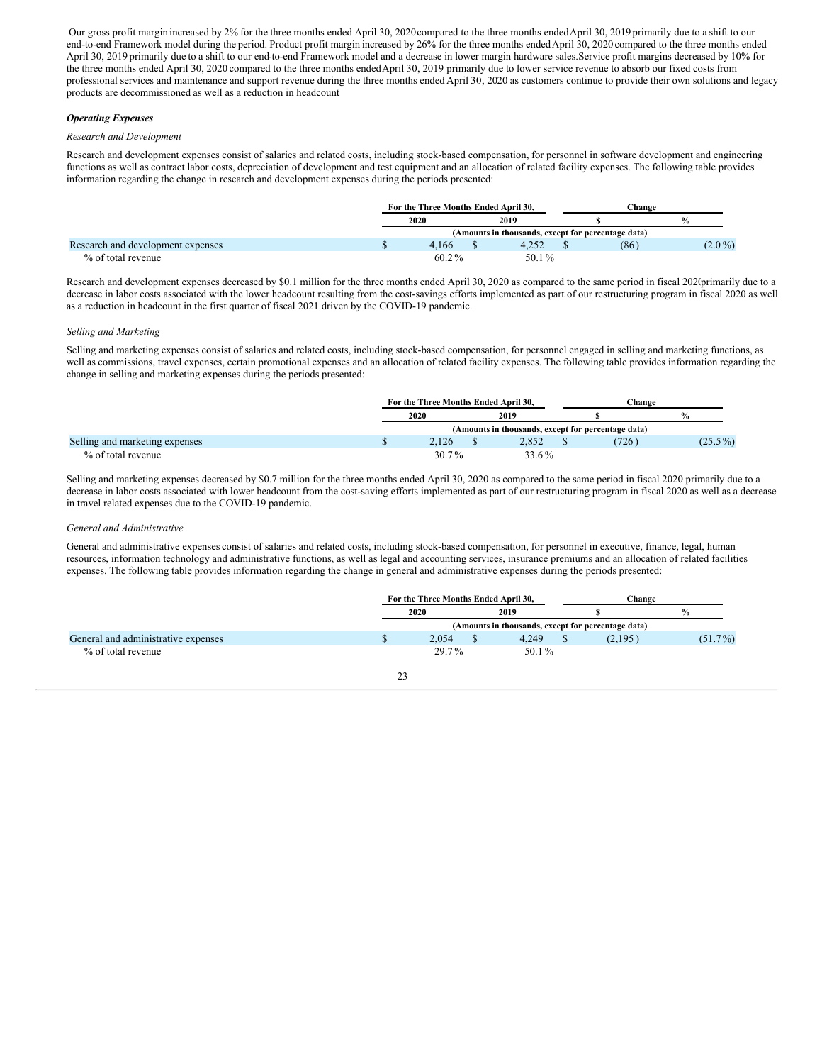Our gross profit margin increased by 2% for the three months ended April 30, 2020 compared to the three months ended April 30, 2019 primarily due to a shift to our end-to-end Framework model during the period. Product profit margin increased by 26% for the three months ended April 30, 2020 compared to the three months ended April 30, 2019 primarily due to a shift to our end-to-end Framework model and a decrease in lower margin hardware sales. Service profit margins decreased by 10% for the three months ended April 30, 2020 compared to the three months ended April 30, 2019 primarily due to lower service revenue to absorb our fixed costs from professional services and maintenance and support revenue during the three months ended April 30, 2020 as customers continue to provide their own solutions and legacy products are decommissioned as well as a reduction in headcount

### *Operating Expenses*

*Research and Development*

Research and development expenses consist of salaries and related costs, including stock-based compensation, for personnel in software development and engineering functions as well as contract labor costs, depreciation of development and test equipment and an allocation of related facility expenses. The following table provides information regarding the change in research and development expenses during the periods presented:

| | For the Three Months Ended April 30, | | Change | |
|---|---|---|---|---|
| | 2020 | 2019 | $ | % |
| | (Amounts in thousands, except for percentage data) | | | |
| Research and development expenses | $ 4,166 | $ 4,252 | $ (86) | (2.0%) |
| % of total revenue | 60.2% | 50.1% | | |

Research and development expenses decreased by $0.1 million for the three months ended April 30, 2020 as compared to the same period in fiscal 2020 primarily due to a decrease in labor costs associated with the lower headcount resulting from the cost-savings efforts implemented as part of our restructuring program in fiscal 2020 as well as a reduction in headcount in the first quarter of fiscal 2021 driven by the COVID-19 pandemic.

*Selling and Marketing*

Selling and marketing expenses consist of salaries and related costs, including stock-based compensation, for personnel engaged in selling and marketing functions, as well as commissions, travel expenses, certain promotional expenses and an allocation of related facility expenses. The following table provides information regarding the change in selling and marketing expenses during the periods presented:

| | For the Three Months Ended April 30, | | Change | |
|---|---|---|---|---|
| | 2020 | 2019 | $ | % |
| | (Amounts in thousands, except for percentage data) | | | |
| Selling and marketing expenses | $ 2,126 | $ 2,852 | $ (726) | (25.5%) |
| % of total revenue | 30.7% | 33.6% | | |

Selling and marketing expenses decreased by $0.7 million for the three months ended April 30, 2020 as compared to the same period in fiscal 2020 primarily due to a decrease in labor costs associated with lower headcount from the cost-saving efforts implemented as part of our restructuring program in fiscal 2020 as well as a decrease in travel related expenses due to the COVID-19 pandemic.

*General and Administrative*

General and administrative expenses consist of salaries and related costs, including stock-based compensation, for personnel in executive, finance, legal, human resources, information technology and administrative functions, as well as legal and accounting services, insurance premiums and an allocation of related facilities expenses. The following table provides information regarding the change in general and administrative expenses during the periods presented:

| | For the Three Months Ended April 30, | | Change | |
|---|---|---|---|---|
| | 2020 | 2019 | $ | % |
| | (Amounts in thousands, except for percentage data) | | | |
| General and administrative expenses | $ 2,054 | $ 4,249 | $ (2,195) | (51.7%) |
| % of total revenue | 29.7% | 50.1% | | |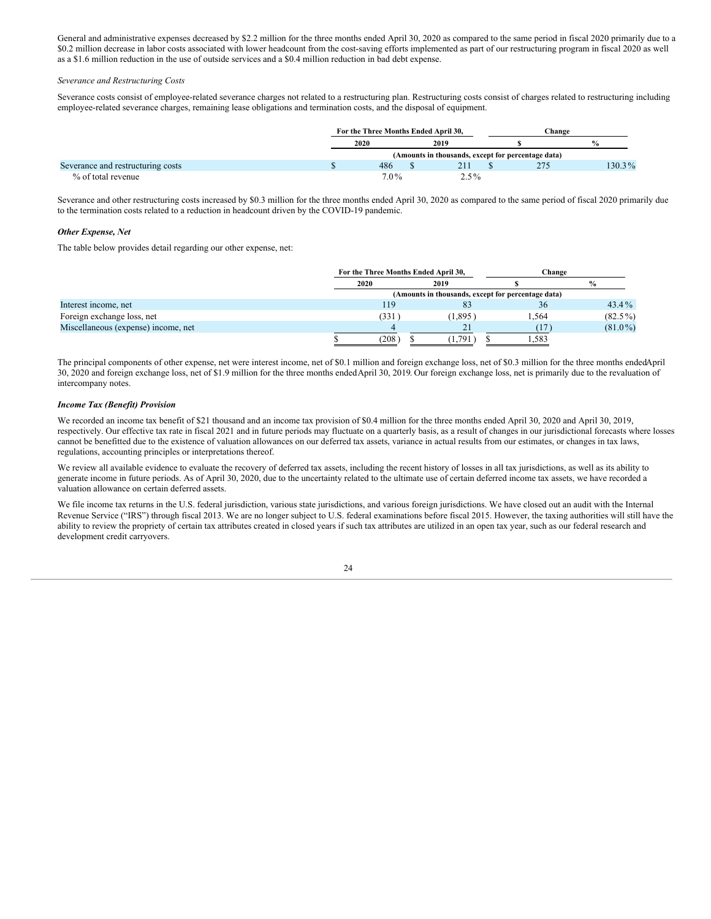General and administrative expenses decreased by $2.2 million for the three months ended April 30, 2020 as compared to the same period in fiscal 2020 primarily due to a $0.2 million decrease in labor costs associated with lower headcount from the cost-saving efforts implemented as part of our restructuring program in fiscal 2020 as well as a $1.6 million reduction in the use of outside services and a $0.4 million reduction in bad debt expense.

*Severance and Restructuring Costs*

Severance costs consist of employee-related severance charges not related to a restructuring plan. Restructuring costs consist of charges related to restructuring including employee-related severance charges, remaining lease obligations and termination costs, and the disposal of equipment.

| | For the Three Months Ended April 30, | | Change | |
|---|---|---|---|---|
| | 2020 | 2019 | $ | % |
| | (Amounts in thousands, except for percentage data) | | | |
| Severance and restructuring costs | $ 486 | $ 211 | $ 275 | 130.3% |
| % of total revenue | 7.0% | 2.5% | | |

Severance and other restructuring costs increased by $0.3 million for the three months ended April 30, 2020 as compared to the same period of fiscal 2020 primarily due to the termination costs related to a reduction in headcount driven by the COVID-19 pandemic.

***Other Expense, Net***

The table below provides detail regarding our other expense, net:

| | For the Three Months Ended April 30, | | Change | |
|---|---|---|---|---|
| | 2020 | 2019 | $ | % |
| | (Amounts in thousands, except for percentage data) | | | |
| Interest income, net | 119 | 83 | 36 | 43.4% |
| Foreign exchange loss, net | (331) | (1,895) | 1,564 | (82.5%) |
| Miscellaneous (expense) income, net | 4 | 21 | (17) | (81.0%) |
| | $ (208) | $ (1,791) | $ 1,583 | |

The principal components of other expense, net were interest income, net of $0.1 million and foreign exchange loss, net of $0.3 million for the three months endedApril 30, 2020 and foreign exchange loss, net of $1.9 million for the three months endedApril 30, 2019. Our foreign exchange loss, net is primarily due to the revaluation of intercompany notes.

***Income Tax (Benefit) Provision***

We recorded an income tax benefit of $21 thousand and an income tax provision of $0.4 million for the three months ended April 30, 2020 and April 30, 2019, respectively. Our effective tax rate in fiscal 2021 and in future periods may fluctuate on a quarterly basis, as a result of changes in our jurisdictional forecasts where losses cannot be benefitted due to the existence of valuation allowances on our deferred tax assets, variance in actual results from our estimates, or changes in tax laws, regulations, accounting principles or interpretations thereof.

We review all available evidence to evaluate the recovery of deferred tax assets, including the recent history of losses in all tax jurisdictions, as well as its ability to generate income in future periods. As of April 30, 2020, due to the uncertainty related to the ultimate use of certain deferred income tax assets, we have recorded a valuation allowance on certain deferred assets.

We file income tax returns in the U.S. federal jurisdiction, various state jurisdictions, and various foreign jurisdictions. We have closed out an audit with the Internal Revenue Service ("IRS") through fiscal 2013. We are no longer subject to U.S. federal examinations before fiscal 2015. However, the taxing authorities will still have the ability to review the propriety of certain tax attributes created in closed years if such tax attributes are utilized in an open tax year, such as our federal research and development credit carryovers.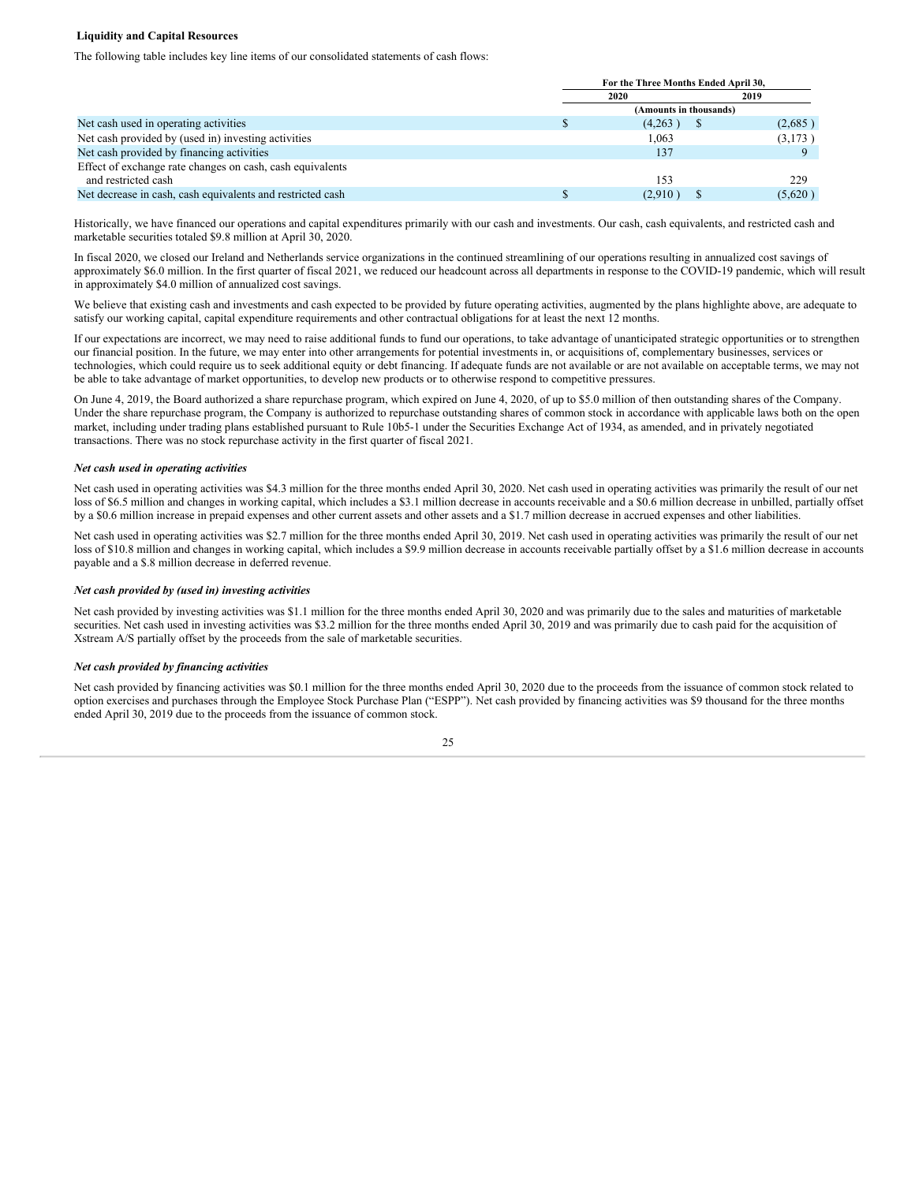**Liquidity and Capital Resources**

The following table includes key line items of our consolidated statements of cash flows:

| | For the Three Months Ended April 30, | |
|---|---|---|
| | 2020 | 2019 |
| | (Amounts in thousands) | |
| Net cash used in operating activities | $ (4,263) | $ (2,685) |
| Net cash provided by (used in) investing activities | 1,063 | (3,173) |
| Net cash provided by financing activities | 137 | 9 |
| Effect of exchange rate changes on cash, cash equivalents and restricted cash | 153 | 229 |
| Net decrease in cash, cash equivalents and restricted cash | $ (2,910) | $ (5,620) |

Historically, we have financed our operations and capital expenditures primarily with our cash and investments. Our cash, cash equivalents, and restricted cash and marketable securities totaled $9.8 million at April 30, 2020.

In fiscal 2020, we closed our Ireland and Netherlands service organizations in the continued streamlining of our operations resulting in annualized cost savings of approximately $6.0 million. In the first quarter of fiscal 2021, we reduced our headcount across all departments in response to the COVID-19 pandemic, which will result in approximately $4.0 million of annualized cost savings.

We believe that existing cash and investments and cash expected to be provided by future operating activities, augmented by the plans highlighte above, are adequate to satisfy our working capital, capital expenditure requirements and other contractual obligations for at least the next 12 months.

If our expectations are incorrect, we may need to raise additional funds to fund our operations, to take advantage of unanticipated strategic opportunities or to strengthen our financial position. In the future, we may enter into other arrangements for potential investments in, or acquisitions of, complementary businesses, services or technologies, which could require us to seek additional equity or debt financing. If adequate funds are not available or are not available on acceptable terms, we may not be able to take advantage of market opportunities, to develop new products or to otherwise respond to competitive pressures.

On June 4, 2019, the Board authorized a share repurchase program, which expired on June 4, 2020, of up to $5.0 million of then outstanding shares of the Company. Under the share repurchase program, the Company is authorized to repurchase outstanding shares of common stock in accordance with applicable laws both on the open market, including under trading plans established pursuant to Rule 10b5-1 under the Securities Exchange Act of 1934, as amended, and in privately negotiated transactions. There was no stock repurchase activity in the first quarter of fiscal 2021.

***Net cash used in operating activities***

Net cash used in operating activities was $4.3 million for the three months ended April 30, 2020. Net cash used in operating activities was primarily the result of our net loss of $6.5 million and changes in working capital, which includes a $3.1 million decrease in accounts receivable and a $0.6 million decrease in unbilled, partially offset by a $0.6 million increase in prepaid expenses and other current assets and other assets and a $1.7 million decrease in accrued expenses and other liabilities.

Net cash used in operating activities was $2.7 million for the three months ended April 30, 2019. Net cash used in operating activities was primarily the result of our net loss of $10.8 million and changes in working capital, which includes a $9.9 million decrease in accounts receivable partially offset by a $1.6 million decrease in accounts payable and a $.8 million decrease in deferred revenue.

***Net cash provided by (used in) investing activities***

Net cash provided by investing activities was $1.1 million for the three months ended April 30, 2020 and was primarily due to the sales and maturities of marketable securities. Net cash used in investing activities was $3.2 million for the three months ended April 30, 2019 and was primarily due to cash paid for the acquisition of Xstream A/S partially offset by the proceeds from the sale of marketable securities.

***Net cash provided by financing activities***

Net cash provided by financing activities was $0.1 million for the three months ended April 30, 2020 due to the proceeds from the issuance of common stock related to option exercises and purchases through the Employee Stock Purchase Plan ("ESPP"). Net cash provided by financing activities was $9 thousand for the three months ended April 30, 2019 due to the proceeds from the issuance of common stock.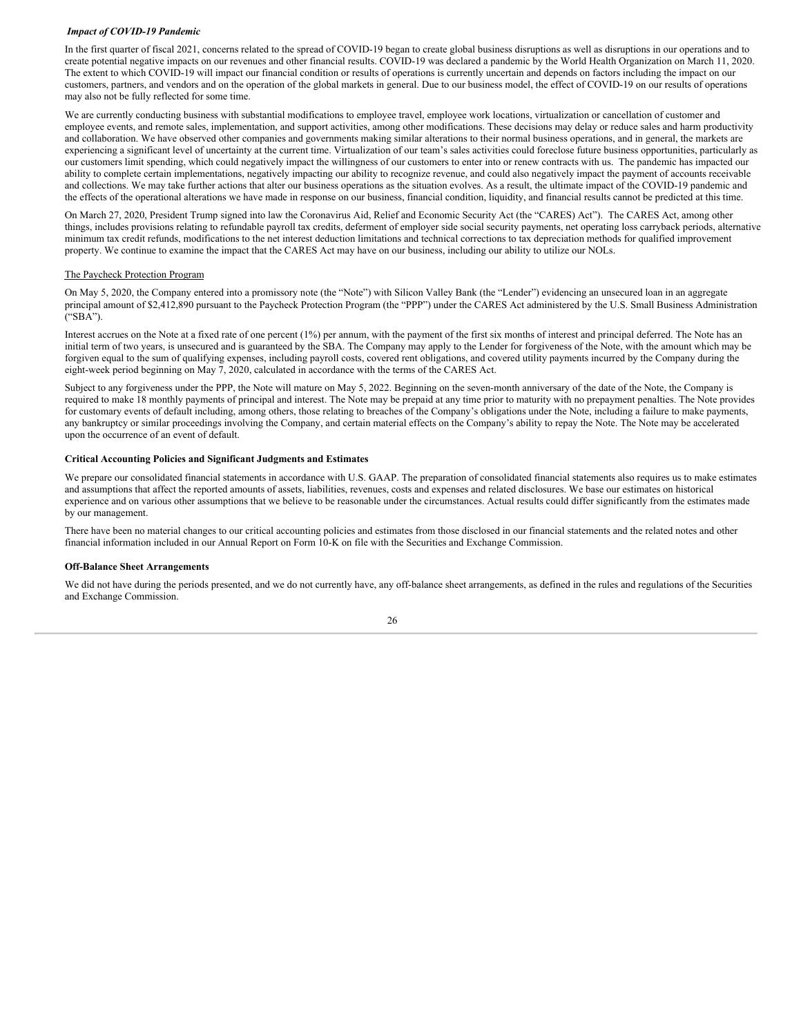***Impact of COVID-19 Pandemic***

In the first quarter of fiscal 2021, concerns related to the spread of COVID-19 began to create global business disruptions as well as disruptions in our operations and to create potential negative impacts on our revenues and other financial results. COVID-19 was declared a pandemic by the World Health Organization on March 11, 2020. The extent to which COVID-19 will impact our financial condition or results of operations is currently uncertain and depends on factors including the impact on our customers, partners, and vendors and on the operation of the global markets in general. Due to our business model, the effect of COVID-19 on our results of operations may also not be fully reflected for some time.

We are currently conducting business with substantial modifications to employee travel, employee work locations, virtualization or cancellation of customer and employee events, and remote sales, implementation, and support activities, among other modifications. These decisions may delay or reduce sales and harm productivity and collaboration. We have observed other companies and governments making similar alterations to their normal business operations, and in general, the markets are experiencing a significant level of uncertainty at the current time. Virtualization of our team's sales activities could foreclose future business opportunities, particularly as our customers limit spending, which could negatively impact the willingness of our customers to enter into or renew contracts with us. The pandemic has impacted our ability to complete certain implementations, negatively impacting our ability to recognize revenue, and could also negatively impact the payment of accounts receivable and collections. We may take further actions that alter our business operations as the situation evolves. As a result, the ultimate impact of the COVID-19 pandemic and the effects of the operational alterations we have made in response on our business, financial condition, liquidity, and financial results cannot be predicted at this time.

On March 27, 2020, President Trump signed into law the Coronavirus Aid, Relief and Economic Security Act (the "CARES) Act"). The CARES Act, among other things, includes provisions relating to refundable payroll tax credits, deferment of employer side social security payments, net operating loss carryback periods, alternative minimum tax credit refunds, modifications to the net interest deduction limitations and technical corrections to tax depreciation methods for qualified improvement property. We continue to examine the impact that the CARES Act may have on our business, including our ability to utilize our NOLs.

The Paycheck Protection Program

On May 5, 2020, the Company entered into a promissory note (the "Note") with Silicon Valley Bank (the "Lender") evidencing an unsecured loan in an aggregate principal amount of $2,412,890 pursuant to the Paycheck Protection Program (the "PPP") under the CARES Act administered by the U.S. Small Business Administration ("SBA").

Interest accrues on the Note at a fixed rate of one percent (1%) per annum, with the payment of the first six months of interest and principal deferred. The Note has an initial term of two years, is unsecured and is guaranteed by the SBA. The Company may apply to the Lender for forgiveness of the Note, with the amount which may be forgiven equal to the sum of qualifying expenses, including payroll costs, covered rent obligations, and covered utility payments incurred by the Company during the eight-week period beginning on May 7, 2020, calculated in accordance with the terms of the CARES Act.

Subject to any forgiveness under the PPP, the Note will mature on May 5, 2022. Beginning on the seven-month anniversary of the date of the Note, the Company is required to make 18 monthly payments of principal and interest. The Note may be prepaid at any time prior to maturity with no prepayment penalties. The Note provides for customary events of default including, among others, those relating to breaches of the Company's obligations under the Note, including a failure to make payments, any bankruptcy or similar proceedings involving the Company, and certain material effects on the Company's ability to repay the Note. The Note may be accelerated upon the occurrence of an event of default.

**Critical Accounting Policies and Significant Judgments and Estimates**

We prepare our consolidated financial statements in accordance with U.S. GAAP. The preparation of consolidated financial statements also requires us to make estimates and assumptions that affect the reported amounts of assets, liabilities, revenues, costs and expenses and related disclosures. We base our estimates on historical experience and on various other assumptions that we believe to be reasonable under the circumstances. Actual results could differ significantly from the estimates made by our management.

There have been no material changes to our critical accounting policies and estimates from those disclosed in our financial statements and the related notes and other financial information included in our Annual Report on Form 10-K on file with the Securities and Exchange Commission.

**Off-Balance Sheet Arrangements**

We did not have during the periods presented, and we do not currently have, any off-balance sheet arrangements, as defined in the rules and regulations of the Securities and Exchange Commission.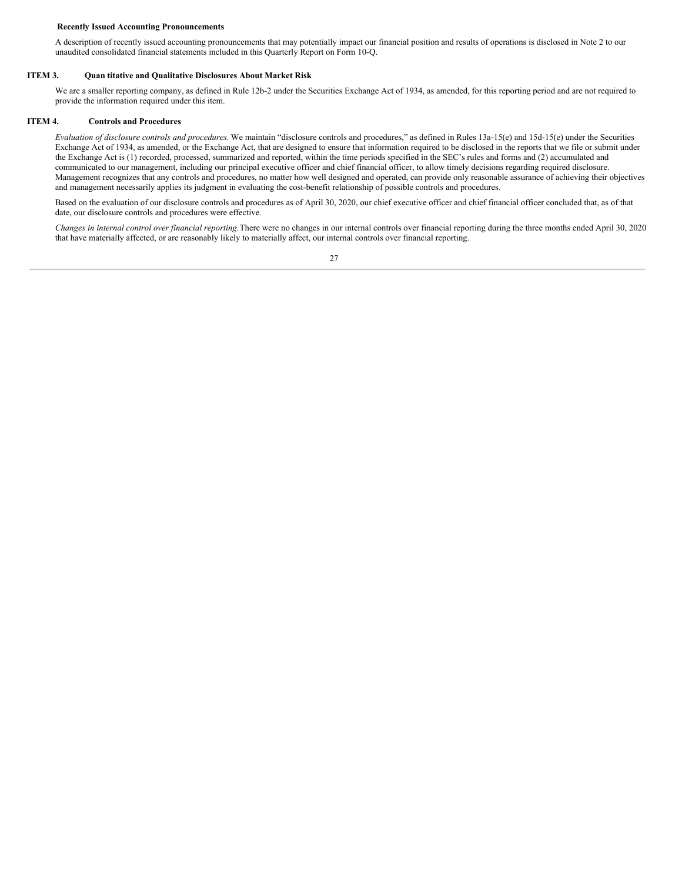**Recently Issued Accounting Pronouncements**

A description of recently issued accounting pronouncements that may potentially impact our financial position and results of operations is disclosed in Note 2 to our unaudited consolidated financial statements included in this Quarterly Report on Form 10-Q.

## ITEM 3. Quan titative and Qualitative Disclosures About Market Risk

We are a smaller reporting company, as defined in Rule 12b-2 under the Securities Exchange Act of 1934, as amended, for this reporting period and are not required to provide the information required under this item.

## ITEM 4. Controls and Procedures

*Evaluation of disclosure controls and procedures.* We maintain "disclosure controls and procedures," as defined in Rules 13a-15(e) and 15d-15(e) under the Securities Exchange Act of 1934, as amended, or the Exchange Act, that are designed to ensure that information required to be disclosed in the reports that we file or submit under the Exchange Act is (1) recorded, processed, summarized and reported, within the time periods specified in the SEC's rules and forms and (2) accumulated and communicated to our management, including our principal executive officer and chief financial officer, to allow timely decisions regarding required disclosure. Management recognizes that any controls and procedures, no matter how well designed and operated, can provide only reasonable assurance of achieving their objectives and management necessarily applies its judgment in evaluating the cost-benefit relationship of possible controls and procedures.

Based on the evaluation of our disclosure controls and procedures as of April 30, 2020, our chief executive officer and chief financial officer concluded that, as of that date, our disclosure controls and procedures were effective.

*Changes in internal control over financial reporting.* There were no changes in our internal controls over financial reporting during the three months ended April 30, 2020 that have materially affected, or are reasonably likely to materially affect, our internal controls over financial reporting.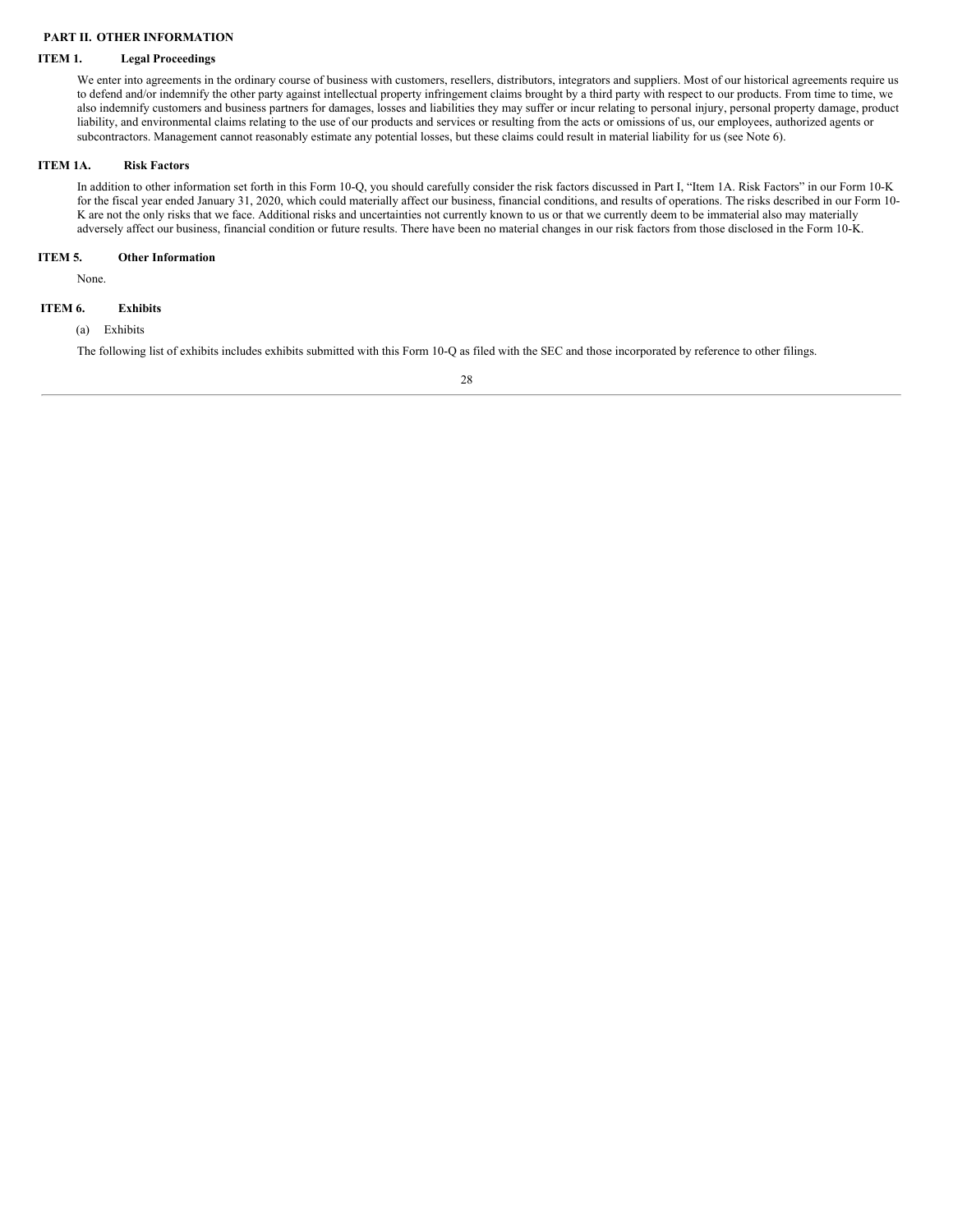## PART II. OTHER INFORMATION

### ITEM 1. Legal Proceedings

We enter into agreements in the ordinary course of business with customers, resellers, distributors, integrators and suppliers. Most of our historical agreements require us to defend and/or indemnify the other party against intellectual property infringement claims brought by a third party with respect to our products. From time to time, we also indemnify customers and business partners for damages, losses and liabilities they may suffer or incur relating to personal injury, personal property damage, product liability, and environmental claims relating to the use of our products and services or resulting from the acts or omissions of us, our employees, authorized agents or subcontractors. Management cannot reasonably estimate any potential losses, but these claims could result in material liability for us (see Note 6).

### ITEM 1A. Risk Factors

In addition to other information set forth in this Form 10-Q, you should carefully consider the risk factors discussed in Part I, "Item 1A. Risk Factors" in our Form 10-K for the fiscal year ended January 31, 2020, which could materially affect our business, financial conditions, and results of operations. The risks described in our Form 10-K are not the only risks that we face. Additional risks and uncertainties not currently known to us or that we currently deem to be immaterial also may materially adversely affect our business, financial condition or future results. There have been no material changes in our risk factors from those disclosed in the Form 10-K.

### ITEM 5. Other Information

None.

### ITEM 6. Exhibits

(a) Exhibits

The following list of exhibits includes exhibits submitted with this Form 10-Q as filed with the SEC and those incorporated by reference to other filings.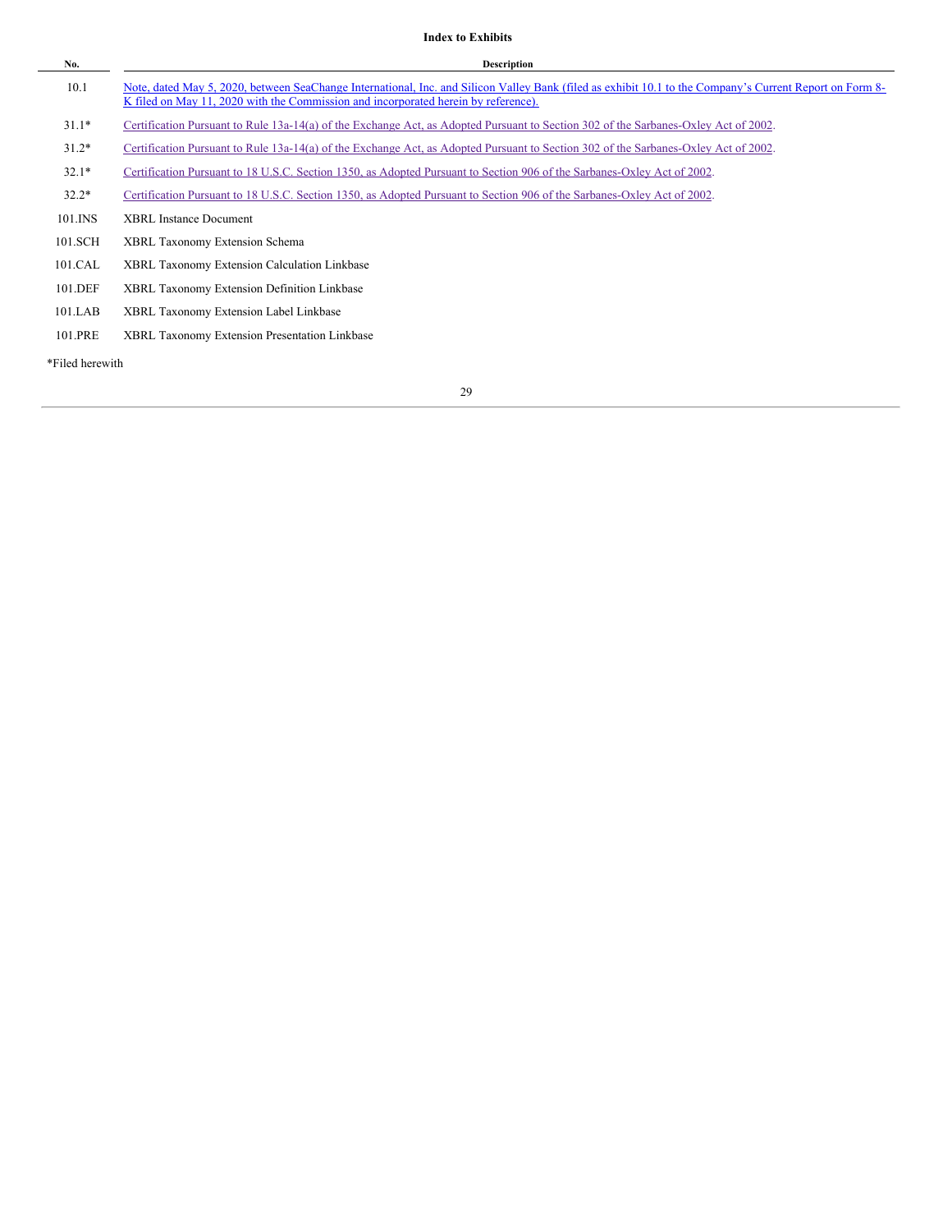**Index to Exhibits**

| No. | Description |
|---|---|
| 10.1 | Note, dated May 5, 2020, between SeaChange International, Inc. and Silicon Valley Bank (filed as exhibit 10.1 to the Company's Current Report on Form 8-K filed on May 11, 2020 with the Commission and incorporated herein by reference). |
| 31.1* | Certification Pursuant to Rule 13a-14(a) of the Exchange Act, as Adopted Pursuant to Section 302 of the Sarbanes-Oxley Act of 2002. |
| 31.2* | Certification Pursuant to Rule 13a-14(a) of the Exchange Act, as Adopted Pursuant to Section 302 of the Sarbanes-Oxley Act of 2002. |
| 32.1* | Certification Pursuant to 18 U.S.C. Section 1350, as Adopted Pursuant to Section 906 of the Sarbanes-Oxley Act of 2002. |
| 32.2* | Certification Pursuant to 18 U.S.C. Section 1350, as Adopted Pursuant to Section 906 of the Sarbanes-Oxley Act of 2002. |
| 101.INS | XBRL Instance Document |
| 101.SCH | XBRL Taxonomy Extension Schema |
| 101.CAL | XBRL Taxonomy Extension Calculation Linkbase |
| 101.DEF | XBRL Taxonomy Extension Definition Linkbase |
| 101.LAB | XBRL Taxonomy Extension Label Linkbase |
| 101.PRE | XBRL Taxonomy Extension Presentation Linkbase |

*Filed herewith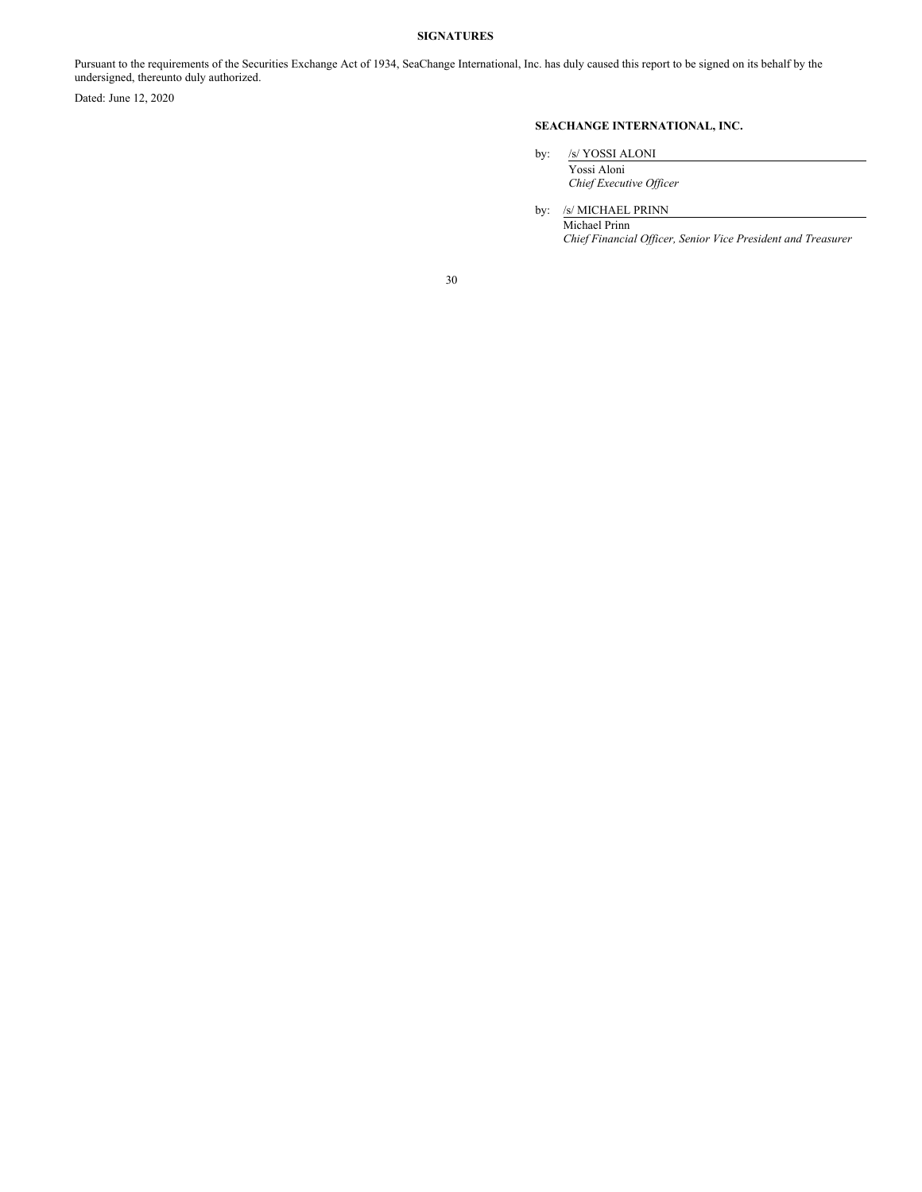**SIGNATURES**

Pursuant to the requirements of the Securities Exchange Act of 1934, SeaChange International, Inc. has duly caused this report to be signed on its behalf by the undersigned, thereunto duly authorized.

Dated: June 12, 2020

**SEACHANGE INTERNATIONAL, INC.**

by: /s/ YOSSI ALONI

Yossi Aloni
*Chief Executive Officer*

by: /s/ MICHAEL PRINN

Michael Prinn
*Chief Financial Officer, Senior Vice President and Treasurer*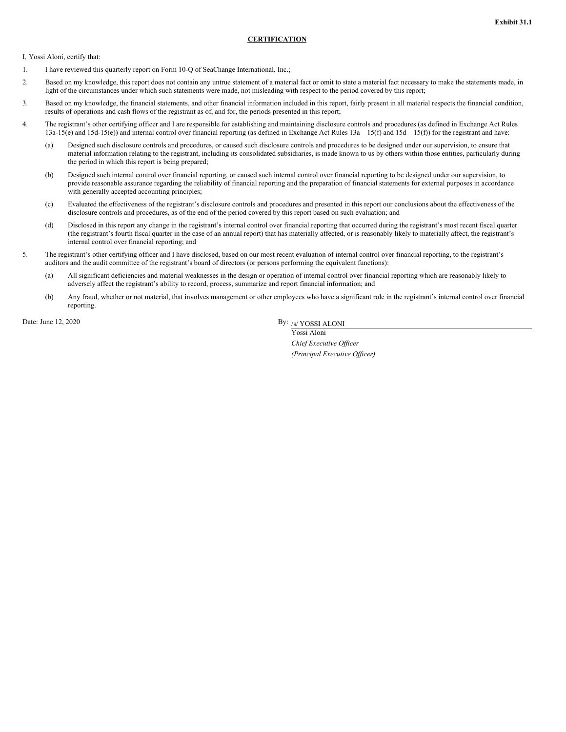**Exhibit 31.1**

**CERTIFICATION**

I, Yossi Aloni, certify that:

1. I have reviewed this quarterly report on Form 10-Q of SeaChange International, Inc.;
2. Based on my knowledge, this report does not contain any untrue statement of a material fact or omit to state a material fact necessary to make the statements made, in light of the circumstances under which such statements were made, not misleading with respect to the period covered by this report;
3. Based on my knowledge, the financial statements, and other financial information included in this report, fairly present in all material respects the financial condition, results of operations and cash flows of the registrant as of, and for, the periods presented in this report;
4. The registrant's other certifying officer and I are responsible for establishing and maintaining disclosure controls and procedures (as defined in Exchange Act Rules 13a-15(e) and 15d-15(e)) and internal control over financial reporting (as defined in Exchange Act Rules 13a – 15(f) and 15d – 15(f)) for the registrant and have:
   (a) Designed such disclosure controls and procedures, or caused such disclosure controls and procedures to be designed under our supervision, to ensure that material information relating to the registrant, including its consolidated subsidiaries, is made known to us by others within those entities, particularly during the period in which this report is being prepared;
   (b) Designed such internal control over financial reporting, or caused such internal control over financial reporting to be designed under our supervision, to provide reasonable assurance regarding the reliability of financial reporting and the preparation of financial statements for external purposes in accordance with generally accepted accounting principles;
   (c) Evaluated the effectiveness of the registrant's disclosure controls and procedures and presented in this report our conclusions about the effectiveness of the disclosure controls and procedures, as of the end of the period covered by this report based on such evaluation; and
   (d) Disclosed in this report any change in the registrant's internal control over financial reporting that occurred during the registrant's most recent fiscal quarter (the registrant's fourth fiscal quarter in the case of an annual report) that has materially affected, or is reasonably likely to materially affect, the registrant's internal control over financial reporting; and
5. The registrant's other certifying officer and I have disclosed, based on our most recent evaluation of internal control over financial reporting, to the registrant's auditors and the audit committee of the registrant's board of directors (or persons performing the equivalent functions):
   (a) All significant deficiencies and material weaknesses in the design or operation of internal control over financial reporting which are reasonably likely to adversely affect the registrant's ability to record, process, summarize and report financial information; and
   (b) Any fraud, whether or not material, that involves management or other employees who have a significant role in the registrant's internal control over financial reporting.

Date: June 12, 2020

By: /s/ YOSSI ALONI
Yossi Aloni
*Chief Executive Officer*
*(Principal Executive Officer)*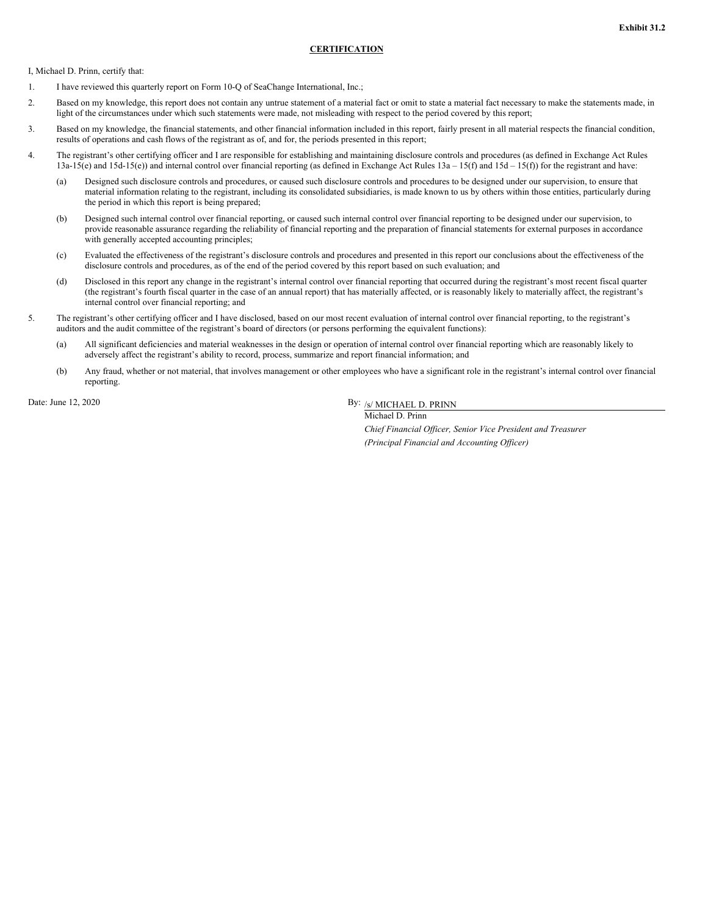**Exhibit 31.2**

**CERTIFICATION**

I, Michael D. Prinn, certify that:

1. I have reviewed this quarterly report on Form 10-Q of SeaChange International, Inc.;

2. Based on my knowledge, this report does not contain any untrue statement of a material fact or omit to state a material fact necessary to make the statements made, in light of the circumstances under which such statements were made, not misleading with respect to the period covered by this report;

3. Based on my knowledge, the financial statements, and other financial information included in this report, fairly present in all material respects the financial condition, results of operations and cash flows of the registrant as of, and for, the periods presented in this report;

4. The registrant's other certifying officer and I are responsible for establishing and maintaining disclosure controls and procedures (as defined in Exchange Act Rules 13a-15(e) and 15d-15(e)) and internal control over financial reporting (as defined in Exchange Act Rules 13a – 15(f) and 15d – 15(f)) for the registrant and have:

   (a) Designed such disclosure controls and procedures, or caused such disclosure controls and procedures to be designed under our supervision, to ensure that material information relating to the registrant, including its consolidated subsidiaries, is made known to us by others within those entities, particularly during the period in which this report is being prepared;

   (b) Designed such internal control over financial reporting, or caused such internal control over financial reporting to be designed under our supervision, to provide reasonable assurance regarding the reliability of financial reporting and the preparation of financial statements for external purposes in accordance with generally accepted accounting principles;

   (c) Evaluated the effectiveness of the registrant's disclosure controls and procedures and presented in this report our conclusions about the effectiveness of the disclosure controls and procedures, as of the end of the period covered by this report based on such evaluation; and

   (d) Disclosed in this report any change in the registrant's internal control over financial reporting that occurred during the registrant's most recent fiscal quarter (the registrant's fourth fiscal quarter in the case of an annual report) that has materially affected, or is reasonably likely to materially affect, the registrant's internal control over financial reporting; and

5. The registrant's other certifying officer and I have disclosed, based on our most recent evaluation of internal control over financial reporting, to the registrant's auditors and the audit committee of the registrant's board of directors (or persons performing the equivalent functions):

   (a) All significant deficiencies and material weaknesses in the design or operation of internal control over financial reporting which are reasonably likely to adversely affect the registrant's ability to record, process, summarize and report financial information; and

   (b) Any fraud, whether or not material, that involves management or other employees who have a significant role in the registrant's internal control over financial reporting.

Date: June 12, 2020

By: /s/ MICHAEL D. PRINN
Michael D. Prinn
*Chief Financial Officer, Senior Vice President and Treasurer*
*(Principal Financial and Accounting Officer)*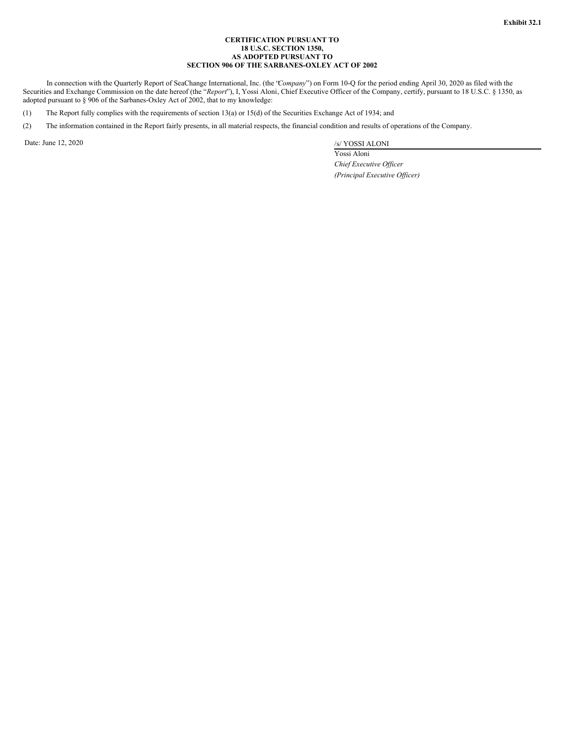**Exhibit 32.1**

**CERTIFICATION PURSUANT TO
18 U.S.C. SECTION 1350,
AS ADOPTED PURSUANT TO
SECTION 906 OF THE SARBANES-OXLEY ACT OF 2002**

In connection with the Quarterly Report of SeaChange International, Inc. (the "*Company*") on Form 10-Q for the period ending April 30, 2020 as filed with the Securities and Exchange Commission on the date hereof (the "*Report*"), I, Yossi Aloni, Chief Executive Officer of the Company, certify, pursuant to 18 U.S.C. § 1350, as adopted pursuant to § 906 of the Sarbanes-Oxley Act of 2002, that to my knowledge:

(1) The Report fully complies with the requirements of section 13(a) or 15(d) of the Securities Exchange Act of 1934; and

(2) The information contained in the Report fairly presents, in all material respects, the financial condition and results of operations of the Company.

Date: June 12, 2020

/s/ YOSSI ALONI
Yossi Aloni
*Chief Executive Officer*
*(Principal Executive Officer)*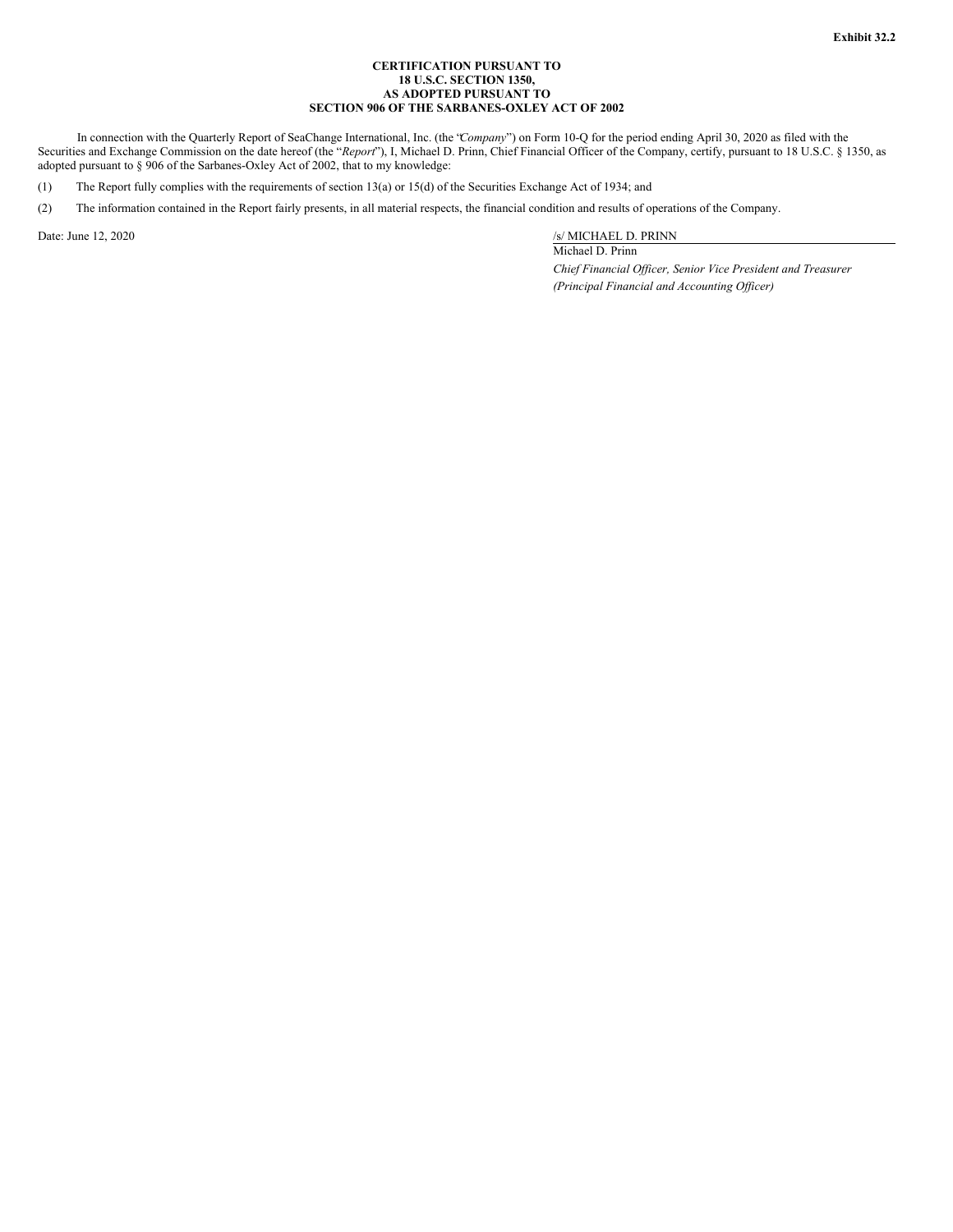**Exhibit 32.2**

**CERTIFICATION PURSUANT TO**
**18 U.S.C. SECTION 1350,**
**AS ADOPTED PURSUANT TO**
**SECTION 906 OF THE SARBANES-OXLEY ACT OF 2002**

In connection with the Quarterly Report of SeaChange International, Inc. (the "*Company*") on Form 10-Q for the period ending April 30, 2020 as filed with the Securities and Exchange Commission on the date hereof (the "*Report*"), I, Michael D. Prinn, Chief Financial Officer of the Company, certify, pursuant to 18 U.S.C. § 1350, as adopted pursuant to § 906 of the Sarbanes-Oxley Act of 2002, that to my knowledge:

(1) The Report fully complies with the requirements of section 13(a) or 15(d) of the Securities Exchange Act of 1934; and

(2) The information contained in the Report fairly presents, in all material respects, the financial condition and results of operations of the Company.

Date: June 12, 2020

/s/ MICHAEL D. PRINN
Michael D. Prinn
*Chief Financial Officer, Senior Vice President and Treasurer*
*(Principal Financial and Accounting Officer)*